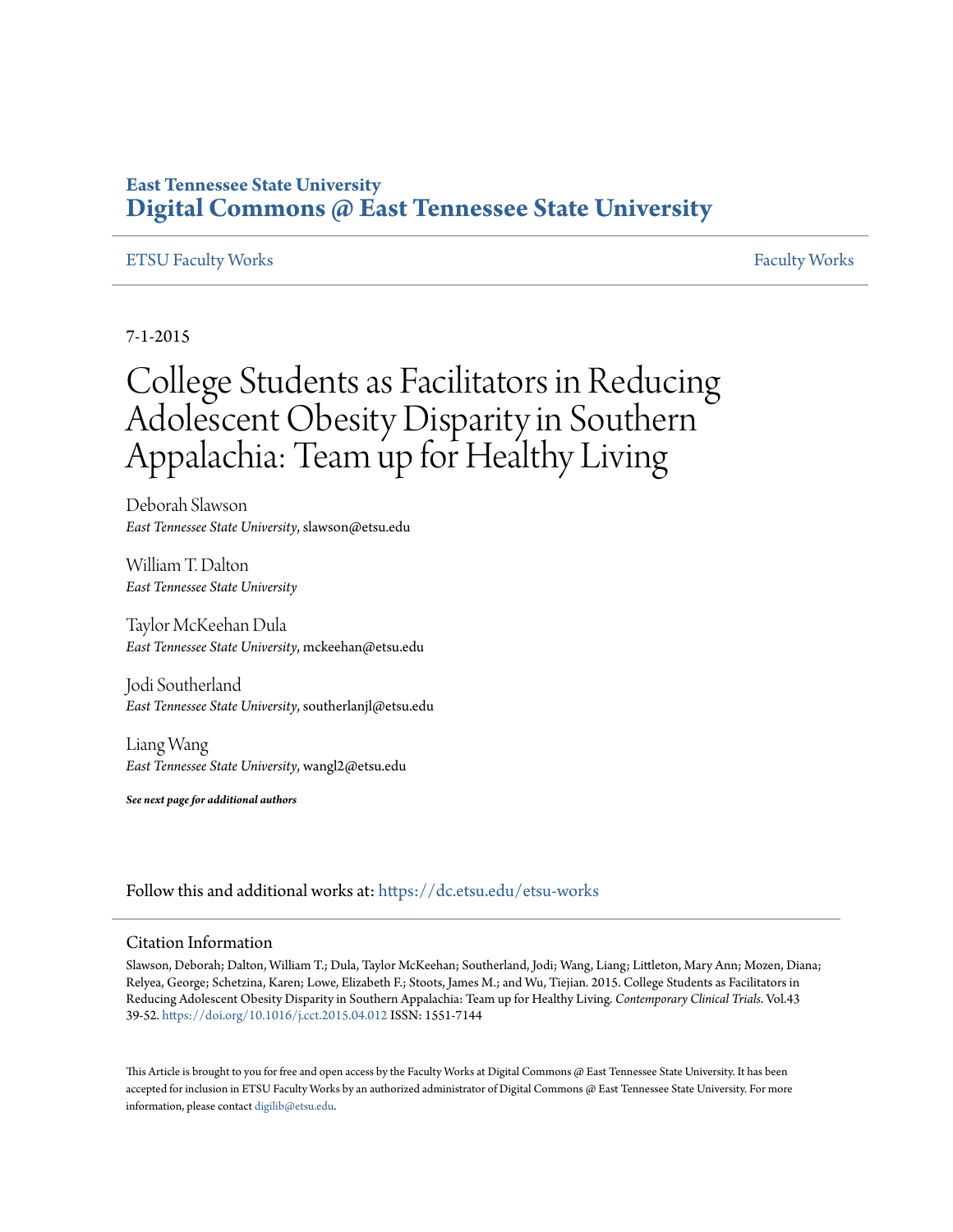East Tennessee State University

# Digital Commons @ East Tennessee State University

ETSU Faculty Works | Faculty Works

7-1-2015

# College Students as Facilitators in Reducing Adolescent Obesity Disparity in Southern Appalachia: Team up for Healthy Living

Deborah Slawson
*East Tennessee State University*, slawson@etsu.edu

William T. Dalton
*East Tennessee State University*

Taylor McKeehan Dula
*East Tennessee State University*, mckeehan@etsu.edu

Jodi Southerland
*East Tennessee State University*, southerlanjl@etsu.edu

Liang Wang
*East Tennessee State University*, wangl2@etsu.edu

***See next page for additional authors***

Follow this and additional works at: https://dc.etsu.edu/etsu-works

## Citation Information

Slawson, Deborah; Dalton, William T.; Dula, Taylor McKeehan; Southerland, Jodi; Wang, Liang; Littleton, Mary Ann; Mozen, Diana; Relyea, George; Schetzina, Karen; Lowe, Elizabeth F.; Stoots, James M.; and Wu, Tiejian. 2015. College Students as Facilitators in Reducing Adolescent Obesity Disparity in Southern Appalachia: Team up for Healthy Living. *Contemporary Clinical Trials*. Vol.43 39-52. https://doi.org/10.1016/j.cct.2015.04.012 ISSN: 1551-7144

This Article is brought to you for free and open access by the Faculty Works at Digital Commons @ East Tennessee State University. It has been accepted for inclusion in ETSU Faculty Works by an authorized administrator of Digital Commons @ East Tennessee State University. For more information, please contact digilib@etsu.edu.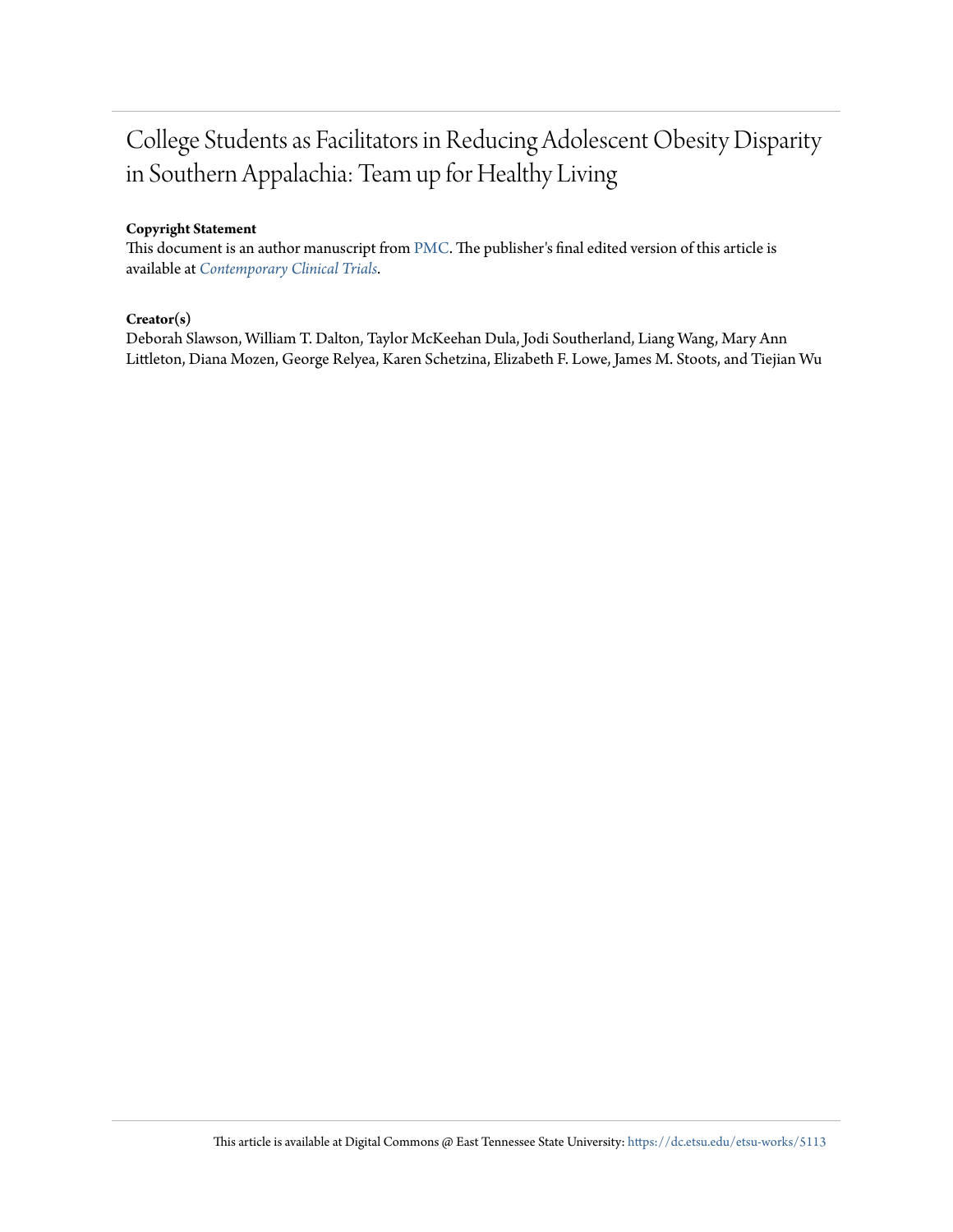# College Students as Facilitators in Reducing Adolescent Obesity Disparity in Southern Appalachia: Team up for Healthy Living

**Copyright Statement**

This document is an author manuscript from PMC. The publisher's final edited version of this article is available at *Contemporary Clinical Trials*.

**Creator(s)**

Deborah Slawson, William T. Dalton, Taylor McKeehan Dula, Jodi Southerland, Liang Wang, Mary Ann Littleton, Diana Mozen, George Relyea, Karen Schetzina, Elizabeth F. Lowe, James M. Stoots, and Tiejian Wu

This article is available at Digital Commons @ East Tennessee State University: https://dc.etsu.edu/etsu-works/5113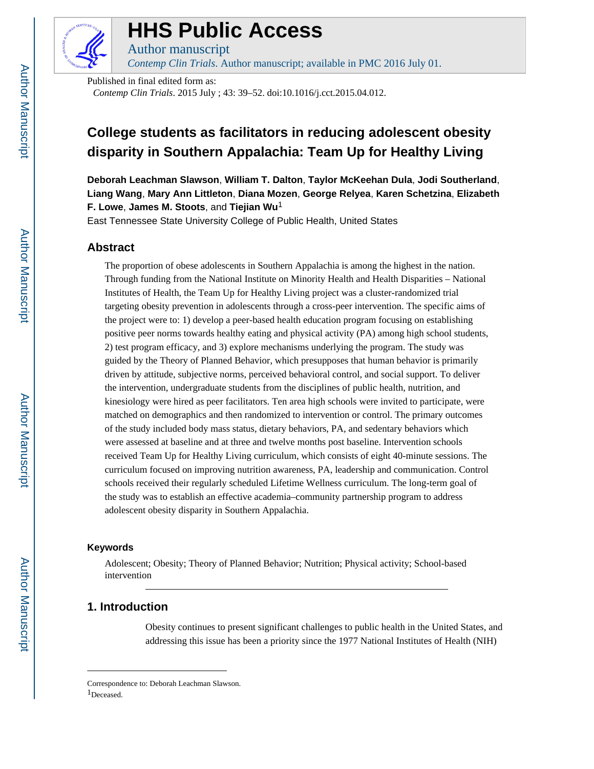# College students as facilitators in reducing adolescent obesity disparity in Southern Appalachia: Team Up for Healthy Living

**Deborah Leachman Slawson**, **William T. Dalton**, **Taylor McKeehan Dula**, **Jodi Southerland**, **Liang Wang**, **Mary Ann Littleton**, **Diana Mozen**, **George Relyea**, **Karen Schetzina**, **Elizabeth F. Lowe**, **James M. Stoots**, and **Tiejian Wu**[1]

East Tennessee State University College of Public Health, United States

## Abstract

The proportion of obese adolescents in Southern Appalachia is among the highest in the nation. Through funding from the National Institute on Minority Health and Health Disparities – National Institutes of Health, the Team Up for Healthy Living project was a cluster-randomized trial targeting obesity prevention in adolescents through a cross-peer intervention. The specific aims of the project were to: 1) develop a peer-based health education program focusing on establishing positive peer norms towards healthy eating and physical activity (PA) among high school students, 2) test program efficacy, and 3) explore mechanisms underlying the program. The study was guided by the Theory of Planned Behavior, which presupposes that human behavior is primarily driven by attitude, subjective norms, perceived behavioral control, and social support. To deliver the intervention, undergraduate students from the disciplines of public health, nutrition, and kinesiology were hired as peer facilitators. Ten area high schools were invited to participate, were matched on demographics and then randomized to intervention or control. The primary outcomes of the study included body mass status, dietary behaviors, PA, and sedentary behaviors which were assessed at baseline and at three and twelve months post baseline. Intervention schools received Team Up for Healthy Living curriculum, which consists of eight 40-minute sessions. The curriculum focused on improving nutrition awareness, PA, leadership and communication. Control schools received their regularly scheduled Lifetime Wellness curriculum. The long-term goal of the study was to establish an effective academia–community partnership program to address adolescent obesity disparity in Southern Appalachia.

### Keywords

Adolescent; Obesity; Theory of Planned Behavior; Nutrition; Physical activity; School-based intervention

## 1. Introduction

Obesity continues to present significant challenges to public health in the United States, and addressing this issue has been a priority since the 1977 National Institutes of Health (NIH)

---

Correspondence to: Deborah Leachman Slawson.

[1]Deceased.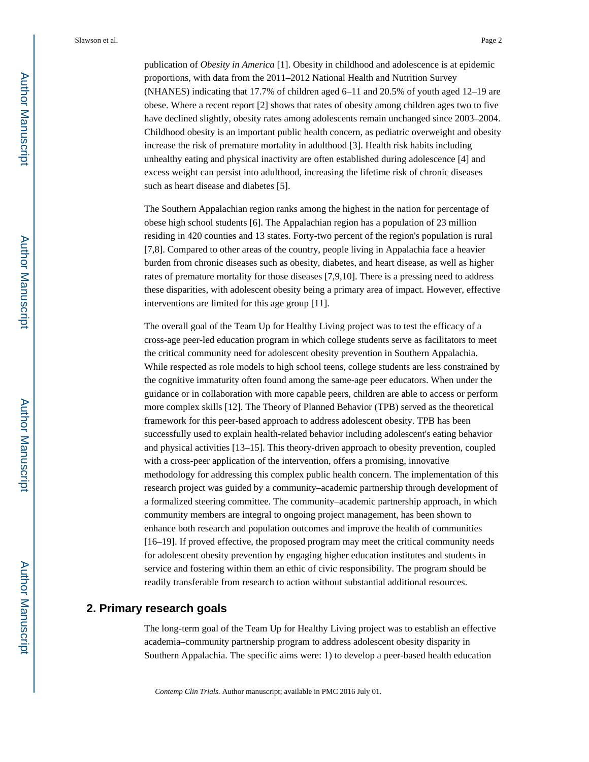publication of *Obesity in America* [1]. Obesity in childhood and adolescence is at epidemic proportions, with data from the 2011–2012 National Health and Nutrition Survey (NHANES) indicating that 17.7% of children aged 6–11 and 20.5% of youth aged 12–19 are obese. Where a recent report [2] shows that rates of obesity among children ages two to five have declined slightly, obesity rates among adolescents remain unchanged since 2003–2004. Childhood obesity is an important public health concern, as pediatric overweight and obesity increase the risk of premature mortality in adulthood [3]. Health risk habits including unhealthy eating and physical inactivity are often established during adolescence [4] and excess weight can persist into adulthood, increasing the lifetime risk of chronic diseases such as heart disease and diabetes [5].

The Southern Appalachian region ranks among the highest in the nation for percentage of obese high school students [6]. The Appalachian region has a population of 23 million residing in 420 counties and 13 states. Forty-two percent of the region's population is rural [7,8]. Compared to other areas of the country, people living in Appalachia face a heavier burden from chronic diseases such as obesity, diabetes, and heart disease, as well as higher rates of premature mortality for those diseases [7,9,10]. There is a pressing need to address these disparities, with adolescent obesity being a primary area of impact. However, effective interventions are limited for this age group [11].

The overall goal of the Team Up for Healthy Living project was to test the efficacy of a cross-age peer-led education program in which college students serve as facilitators to meet the critical community need for adolescent obesity prevention in Southern Appalachia. While respected as role models to high school teens, college students are less constrained by the cognitive immaturity often found among the same-age peer educators. When under the guidance or in collaboration with more capable peers, children are able to access or perform more complex skills [12]. The Theory of Planned Behavior (TPB) served as the theoretical framework for this peer-based approach to address adolescent obesity. TPB has been successfully used to explain health-related behavior including adolescent's eating behavior and physical activities [13–15]. This theory-driven approach to obesity prevention, coupled with a cross-peer application of the intervention, offers a promising, innovative methodology for addressing this complex public health concern. The implementation of this research project was guided by a community–academic partnership through development of a formalized steering committee. The community–academic partnership approach, in which community members are integral to ongoing project management, has been shown to enhance both research and population outcomes and improve the health of communities [16–19]. If proved effective, the proposed program may meet the critical community needs for adolescent obesity prevention by engaging higher education institutes and students in service and fostering within them an ethic of civic responsibility. The program should be readily transferable from research to action without substantial additional resources.

## 2. Primary research goals

The long-term goal of the Team Up for Healthy Living project was to establish an effective academia–community partnership program to address adolescent obesity disparity in Southern Appalachia. The specific aims were: 1) to develop a peer-based health education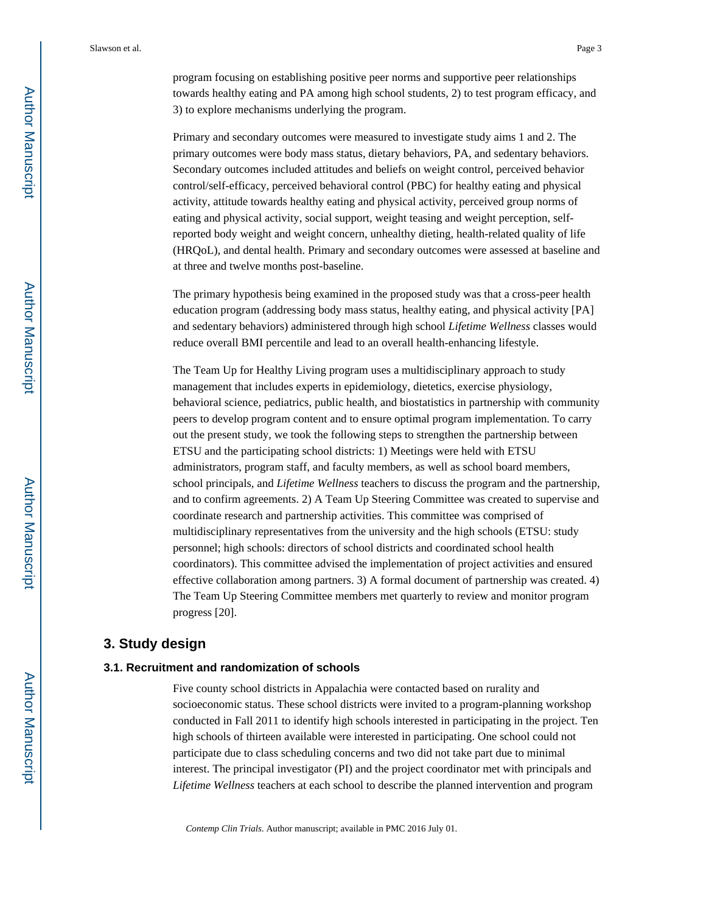program focusing on establishing positive peer norms and supportive peer relationships towards healthy eating and PA among high school students, 2) to test program efficacy, and 3) to explore mechanisms underlying the program.

Primary and secondary outcomes were measured to investigate study aims 1 and 2. The primary outcomes were body mass status, dietary behaviors, PA, and sedentary behaviors. Secondary outcomes included attitudes and beliefs on weight control, perceived behavior control/self-efficacy, perceived behavioral control (PBC) for healthy eating and physical activity, attitude towards healthy eating and physical activity, perceived group norms of eating and physical activity, social support, weight teasing and weight perception, self-reported body weight and weight concern, unhealthy dieting, health-related quality of life (HRQoL), and dental health. Primary and secondary outcomes were assessed at baseline and at three and twelve months post-baseline.

The primary hypothesis being examined in the proposed study was that a cross-peer health education program (addressing body mass status, healthy eating, and physical activity [PA] and sedentary behaviors) administered through high school *Lifetime Wellness* classes would reduce overall BMI percentile and lead to an overall health-enhancing lifestyle.

The Team Up for Healthy Living program uses a multidisciplinary approach to study management that includes experts in epidemiology, dietetics, exercise physiology, behavioral science, pediatrics, public health, and biostatistics in partnership with community peers to develop program content and to ensure optimal program implementation. To carry out the present study, we took the following steps to strengthen the partnership between ETSU and the participating school districts: 1) Meetings were held with ETSU administrators, program staff, and faculty members, as well as school board members, school principals, and *Lifetime Wellness* teachers to discuss the program and the partnership, and to confirm agreements. 2) A Team Up Steering Committee was created to supervise and coordinate research and partnership activities. This committee was comprised of multidisciplinary representatives from the university and the high schools (ETSU: study personnel; high schools: directors of school districts and coordinated school health coordinators). This committee advised the implementation of project activities and ensured effective collaboration among partners. 3) A formal document of partnership was created. 4) The Team Up Steering Committee members met quarterly to review and monitor program progress [20].

## 3. Study design

### 3.1. Recruitment and randomization of schools

Five county school districts in Appalachia were contacted based on rurality and socioeconomic status. These school districts were invited to a program-planning workshop conducted in Fall 2011 to identify high schools interested in participating in the project. Ten high schools of thirteen available were interested in participating. One school could not participate due to class scheduling concerns and two did not take part due to minimal interest. The principal investigator (PI) and the project coordinator met with principals and *Lifetime Wellness* teachers at each school to describe the planned intervention and program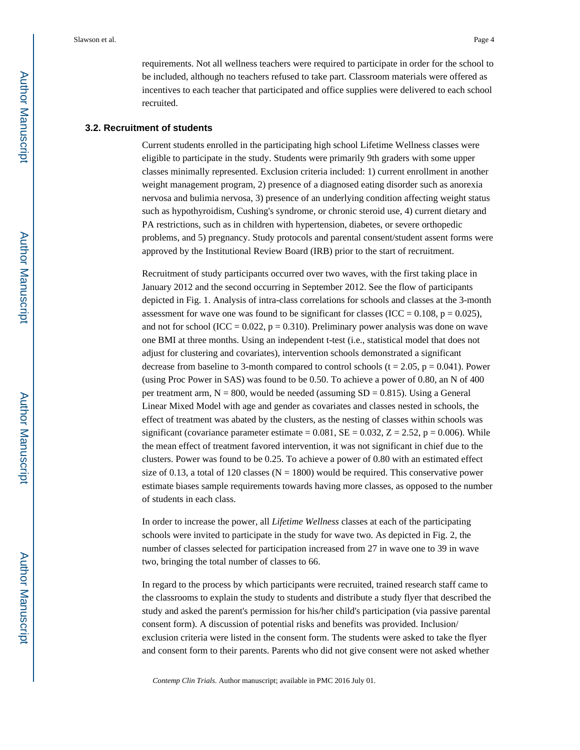requirements. Not all wellness teachers were required to participate in order for the school to be included, although no teachers refused to take part. Classroom materials were offered as incentives to each teacher that participated and office supplies were delivered to each school recruited.

### 3.2. Recruitment of students

Current students enrolled in the participating high school Lifetime Wellness classes were eligible to participate in the study. Students were primarily 9th graders with some upper classes minimally represented. Exclusion criteria included: 1) current enrollment in another weight management program, 2) presence of a diagnosed eating disorder such as anorexia nervosa and bulimia nervosa, 3) presence of an underlying condition affecting weight status such as hypothyroidism, Cushing's syndrome, or chronic steroid use, 4) current dietary and PA restrictions, such as in children with hypertension, diabetes, or severe orthopedic problems, and 5) pregnancy. Study protocols and parental consent/student assent forms were approved by the Institutional Review Board (IRB) prior to the start of recruitment.

Recruitment of study participants occurred over two waves, with the first taking place in January 2012 and the second occurring in September 2012. See the flow of participants depicted in Fig. 1. Analysis of intra-class correlations for schools and classes at the 3-month assessment for wave one was found to be significant for classes (ICC = 0.108, $p = 0.025$), and not for school (ICC = 0.022, $p = 0.310$). Preliminary power analysis was done on wave one BMI at three months. Using an independent t-test (i.e., statistical model that does not adjust for clustering and covariates), intervention schools demonstrated a significant decrease from baseline to 3-month compared to control schools ($t = 2.05$, $p = 0.041$). Power (using Proc Power in SAS) was found to be 0.50. To achieve a power of 0.80, an N of 400 per treatment arm, N = 800, would be needed (assuming SD = 0.815). Using a General Linear Mixed Model with age and gender as covariates and classes nested in schools, the effect of treatment was abated by the clusters, as the nesting of classes within schools was significant (covariance parameter estimate = 0.081, SE = 0.032, $Z = 2.52$, $p = 0.006$). While the mean effect of treatment favored intervention, it was not significant in chief due to the clusters. Power was found to be 0.25. To achieve a power of 0.80 with an estimated effect size of 0.13, a total of 120 classes (N = 1800) would be required. This conservative power estimate biases sample requirements towards having more classes, as opposed to the number of students in each class.

In order to increase the power, all *Lifetime Wellness* classes at each of the participating schools were invited to participate in the study for wave two. As depicted in Fig. 2, the number of classes selected for participation increased from 27 in wave one to 39 in wave two, bringing the total number of classes to 66.

In regard to the process by which participants were recruited, trained research staff came to the classrooms to explain the study to students and distribute a study flyer that described the study and asked the parent's permission for his/her child's participation (via passive parental consent form). A discussion of potential risks and benefits was provided. Inclusion/exclusion criteria were listed in the consent form. The students were asked to take the flyer and consent form to their parents. Parents who did not give consent were not asked whether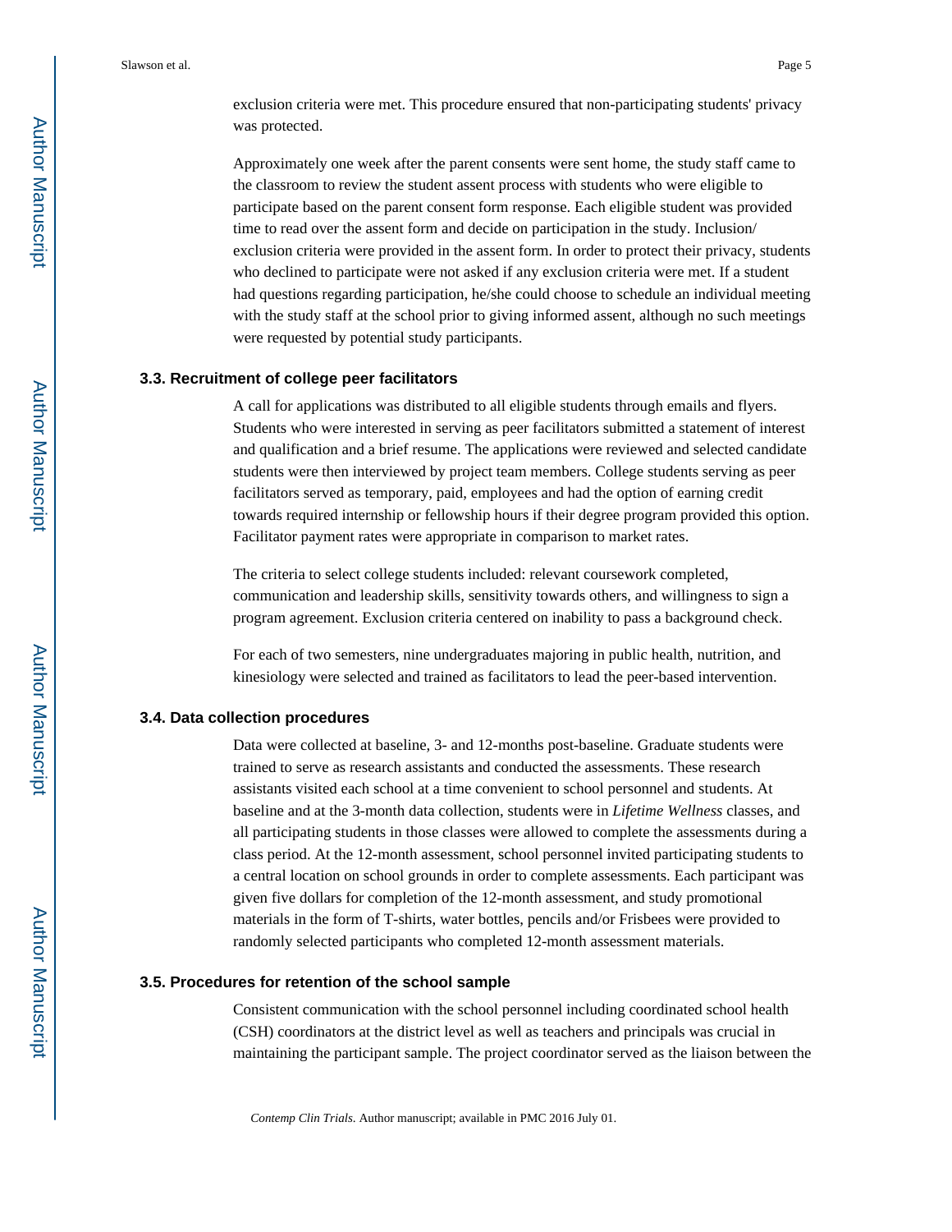exclusion criteria were met. This procedure ensured that non-participating students' privacy was protected.

Approximately one week after the parent consents were sent home, the study staff came to the classroom to review the student assent process with students who were eligible to participate based on the parent consent form response. Each eligible student was provided time to read over the assent form and decide on participation in the study. Inclusion/exclusion criteria were provided in the assent form. In order to protect their privacy, students who declined to participate were not asked if any exclusion criteria were met. If a student had questions regarding participation, he/she could choose to schedule an individual meeting with the study staff at the school prior to giving informed assent, although no such meetings were requested by potential study participants.

### 3.3. Recruitment of college peer facilitators

A call for applications was distributed to all eligible students through emails and flyers. Students who were interested in serving as peer facilitators submitted a statement of interest and qualification and a brief resume. The applications were reviewed and selected candidate students were then interviewed by project team members. College students serving as peer facilitators served as temporary, paid, employees and had the option of earning credit towards required internship or fellowship hours if their degree program provided this option. Facilitator payment rates were appropriate in comparison to market rates.

The criteria to select college students included: relevant coursework completed, communication and leadership skills, sensitivity towards others, and willingness to sign a program agreement. Exclusion criteria centered on inability to pass a background check.

For each of two semesters, nine undergraduates majoring in public health, nutrition, and kinesiology were selected and trained as facilitators to lead the peer-based intervention.

### 3.4. Data collection procedures

Data were collected at baseline, 3- and 12-months post-baseline. Graduate students were trained to serve as research assistants and conducted the assessments. These research assistants visited each school at a time convenient to school personnel and students. At baseline and at the 3-month data collection, students were in *Lifetime Wellness* classes, and all participating students in those classes were allowed to complete the assessments during a class period. At the 12-month assessment, school personnel invited participating students to a central location on school grounds in order to complete assessments. Each participant was given five dollars for completion of the 12-month assessment, and study promotional materials in the form of T-shirts, water bottles, pencils and/or Frisbees were provided to randomly selected participants who completed 12-month assessment materials.

### 3.5. Procedures for retention of the school sample

Consistent communication with the school personnel including coordinated school health (CSH) coordinators at the district level as well as teachers and principals was crucial in maintaining the participant sample. The project coordinator served as the liaison between the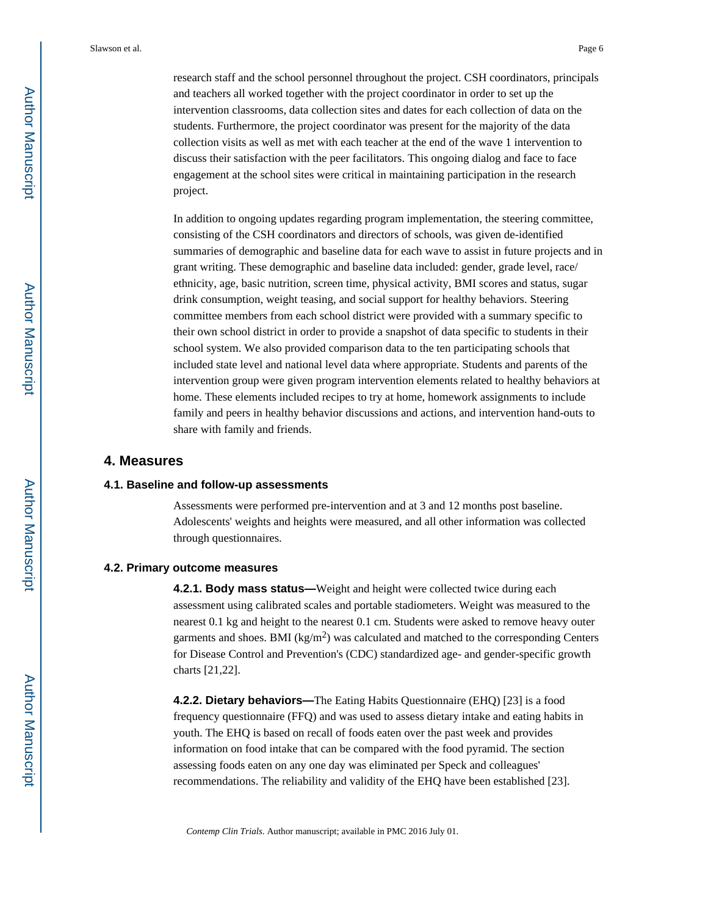research staff and the school personnel throughout the project. CSH coordinators, principals and teachers all worked together with the project coordinator in order to set up the intervention classrooms, data collection sites and dates for each collection of data on the students. Furthermore, the project coordinator was present for the majority of the data collection visits as well as met with each teacher at the end of the wave 1 intervention to discuss their satisfaction with the peer facilitators. This ongoing dialog and face to face engagement at the school sites were critical in maintaining participation in the research project.

In addition to ongoing updates regarding program implementation, the steering committee, consisting of the CSH coordinators and directors of schools, was given de-identified summaries of demographic and baseline data for each wave to assist in future projects and in grant writing. These demographic and baseline data included: gender, grade level, race/ethnicity, age, basic nutrition, screen time, physical activity, BMI scores and status, sugar drink consumption, weight teasing, and social support for healthy behaviors. Steering committee members from each school district were provided with a summary specific to their own school district in order to provide a snapshot of data specific to students in their school system. We also provided comparison data to the ten participating schools that included state level and national level data where appropriate. Students and parents of the intervention group were given program intervention elements related to healthy behaviors at home. These elements included recipes to try at home, homework assignments to include family and peers in healthy behavior discussions and actions, and intervention hand-outs to share with family and friends.

## 4. Measures

### 4.1. Baseline and follow-up assessments

Assessments were performed pre-intervention and at 3 and 12 months post baseline. Adolescents' weights and heights were measured, and all other information was collected through questionnaires.

### 4.2. Primary outcome measures

**4.2.1. Body mass status—**Weight and height were collected twice during each assessment using calibrated scales and portable stadiometers. Weight was measured to the nearest 0.1 kg and height to the nearest 0.1 cm. Students were asked to remove heavy outer garments and shoes. BMI ($kg/m^2$) was calculated and matched to the corresponding Centers for Disease Control and Prevention's (CDC) standardized age- and gender-specific growth charts [21,22].

**4.2.2. Dietary behaviors—**The Eating Habits Questionnaire (EHQ) [23] is a food frequency questionnaire (FFQ) and was used to assess dietary intake and eating habits in youth. The EHQ is based on recall of foods eaten over the past week and provides information on food intake that can be compared with the food pyramid. The section assessing foods eaten on any one day was eliminated per Speck and colleagues' recommendations. The reliability and validity of the EHQ have been established [23].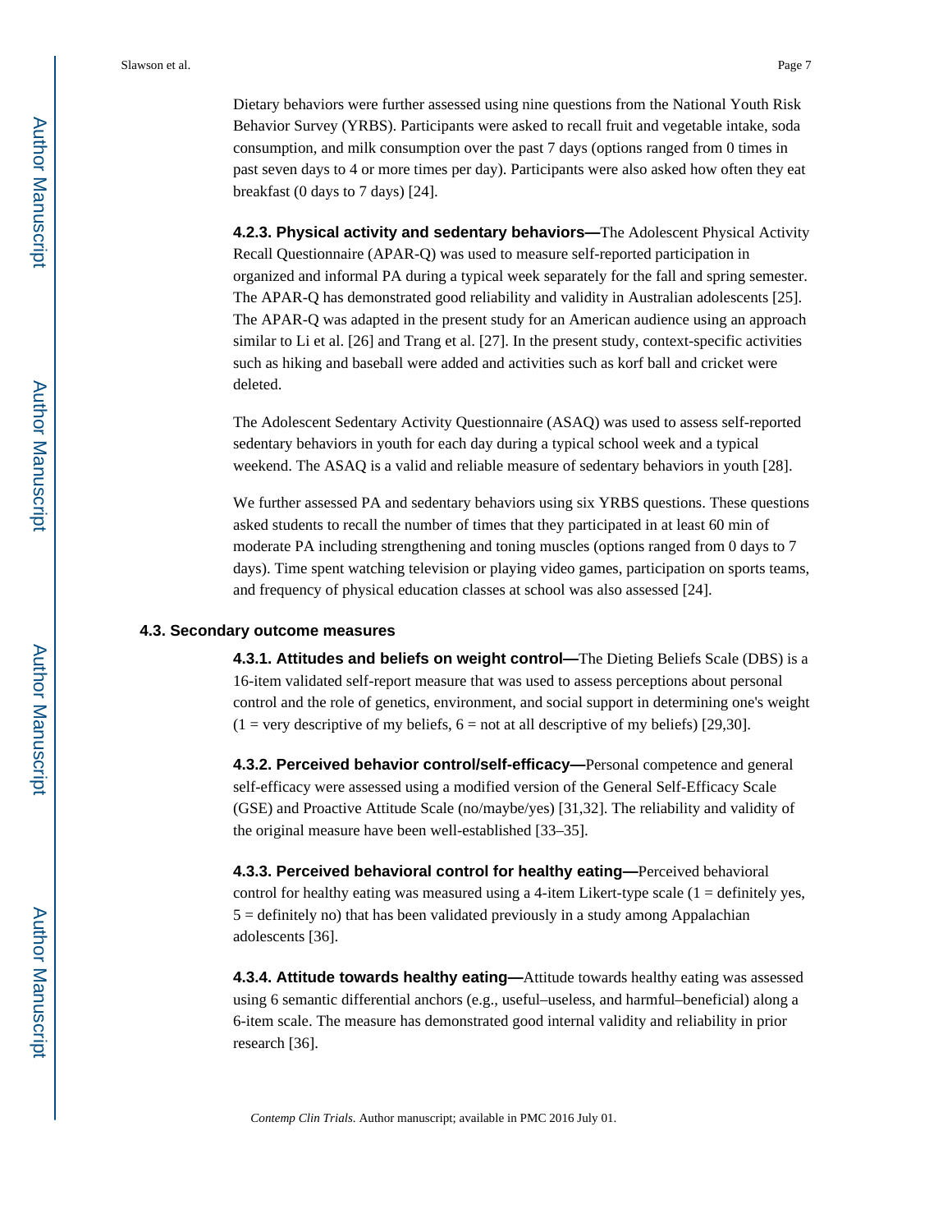Dietary behaviors were further assessed using nine questions from the National Youth Risk Behavior Survey (YRBS). Participants were asked to recall fruit and vegetable intake, soda consumption, and milk consumption over the past 7 days (options ranged from 0 times in past seven days to 4 or more times per day). Participants were also asked how often they eat breakfast (0 days to 7 days) [24].

**4.2.3. Physical activity and sedentary behaviors—**The Adolescent Physical Activity Recall Questionnaire (APAR-Q) was used to measure self-reported participation in organized and informal PA during a typical week separately for the fall and spring semester. The APAR-Q has demonstrated good reliability and validity in Australian adolescents [25]. The APAR-Q was adapted in the present study for an American audience using an approach similar to Li et al. [26] and Trang et al. [27]. In the present study, context-specific activities such as hiking and baseball were added and activities such as korf ball and cricket were deleted.

The Adolescent Sedentary Activity Questionnaire (ASAQ) was used to assess self-reported sedentary behaviors in youth for each day during a typical school week and a typical weekend. The ASAQ is a valid and reliable measure of sedentary behaviors in youth [28].

We further assessed PA and sedentary behaviors using six YRBS questions. These questions asked students to recall the number of times that they participated in at least 60 min of moderate PA including strengthening and toning muscles (options ranged from 0 days to 7 days). Time spent watching television or playing video games, participation on sports teams, and frequency of physical education classes at school was also assessed [24].

### 4.3. Secondary outcome measures

**4.3.1. Attitudes and beliefs on weight control—**The Dieting Beliefs Scale (DBS) is a 16-item validated self-report measure that was used to assess perceptions about personal control and the role of genetics, environment, and social support in determining one's weight (1 = very descriptive of my beliefs, 6 = not at all descriptive of my beliefs) [29,30].

**4.3.2. Perceived behavior control/self-efficacy—**Personal competence and general self-efficacy were assessed using a modified version of the General Self-Efficacy Scale (GSE) and Proactive Attitude Scale (no/maybe/yes) [31,32]. The reliability and validity of the original measure have been well-established [33–35].

**4.3.3. Perceived behavioral control for healthy eating—**Perceived behavioral control for healthy eating was measured using a 4-item Likert-type scale (1 = definitely yes, 5 = definitely no) that has been validated previously in a study among Appalachian adolescents [36].

**4.3.4. Attitude towards healthy eating—**Attitude towards healthy eating was assessed using 6 semantic differential anchors (e.g., useful–useless, and harmful–beneficial) along a 6-item scale. The measure has demonstrated good internal validity and reliability in prior research [36].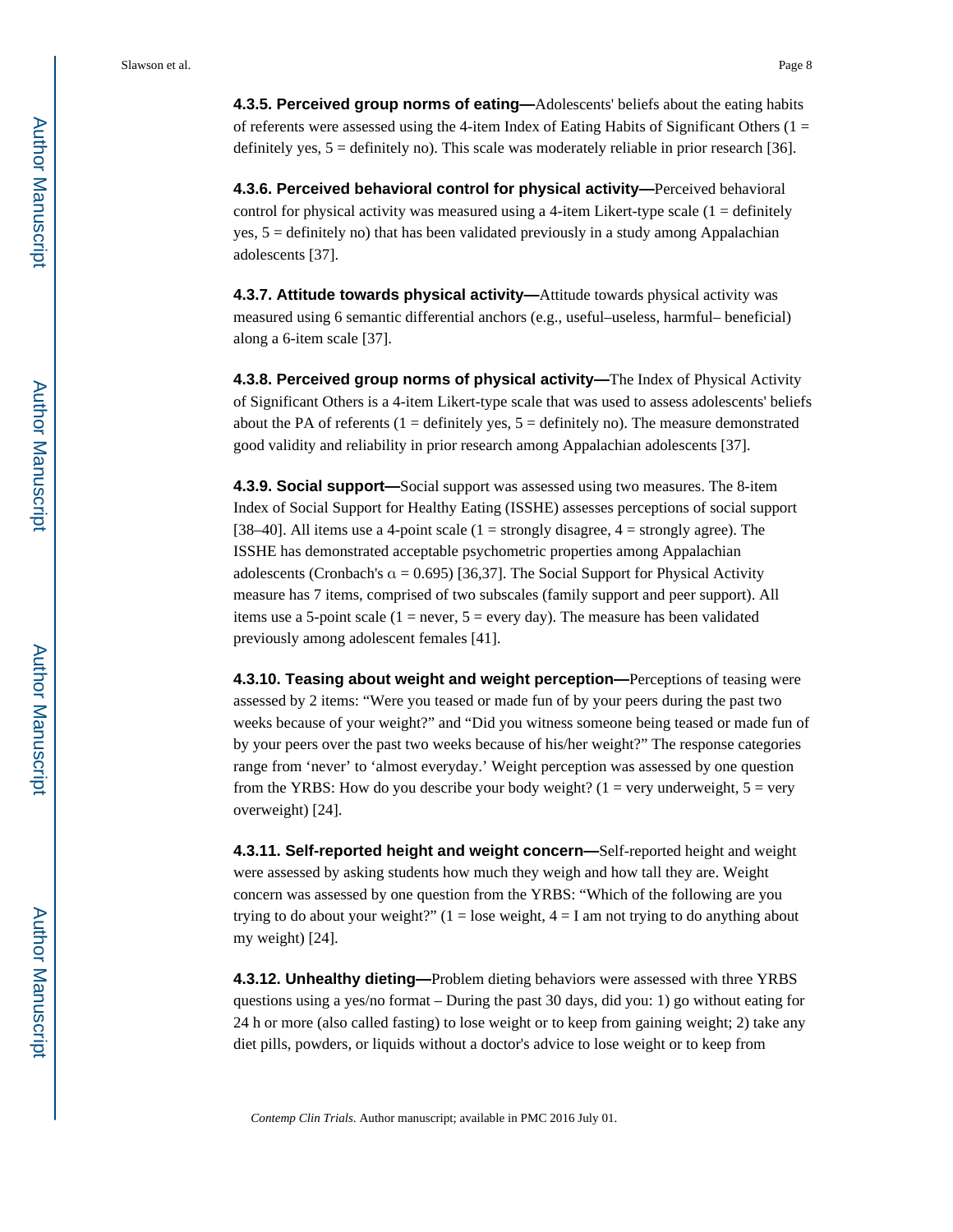**4.3.5. Perceived group norms of eating—**Adolescents' beliefs about the eating habits of referents were assessed using the 4-item Index of Eating Habits of Significant Others (1 = definitely yes, 5 = definitely no). This scale was moderately reliable in prior research [36].

**4.3.6. Perceived behavioral control for physical activity—**Perceived behavioral control for physical activity was measured using a 4-item Likert-type scale (1 = definitely yes, 5 = definitely no) that has been validated previously in a study among Appalachian adolescents [37].

**4.3.7. Attitude towards physical activity—**Attitude towards physical activity was measured using 6 semantic differential anchors (e.g., useful–useless, harmful– beneficial) along a 6-item scale [37].

**4.3.8. Perceived group norms of physical activity—**The Index of Physical Activity of Significant Others is a 4-item Likert-type scale that was used to assess adolescents' beliefs about the PA of referents (1 = definitely yes, 5 = definitely no). The measure demonstrated good validity and reliability in prior research among Appalachian adolescents [37].

**4.3.9. Social support—**Social support was assessed using two measures. The 8-item Index of Social Support for Healthy Eating (ISSHE) assesses perceptions of social support [38–40]. All items use a 4-point scale (1 = strongly disagree, 4 = strongly agree). The ISSHE has demonstrated acceptable psychometric properties among Appalachian adolescents (Cronbach's $\alpha = 0.695$) [36,37]. The Social Support for Physical Activity measure has 7 items, comprised of two subscales (family support and peer support). All items use a 5-point scale (1 = never, 5 = every day). The measure has been validated previously among adolescent females [41].

**4.3.10. Teasing about weight and weight perception—**Perceptions of teasing were assessed by 2 items: "Were you teased or made fun of by your peers during the past two weeks because of your weight?" and "Did you witness someone being teased or made fun of by your peers over the past two weeks because of his/her weight?" The response categories range from 'never' to 'almost everyday.' Weight perception was assessed by one question from the YRBS: How do you describe your body weight? (1 = very underweight, 5 = very overweight) [24].

**4.3.11. Self-reported height and weight concern—**Self-reported height and weight were assessed by asking students how much they weigh and how tall they are. Weight concern was assessed by one question from the YRBS: "Which of the following are you trying to do about your weight?" (1 = lose weight, 4 = I am not trying to do anything about my weight) [24].

**4.3.12. Unhealthy dieting—**Problem dieting behaviors were assessed with three YRBS questions using a yes/no format – During the past 30 days, did you: 1) go without eating for 24 h or more (also called fasting) to lose weight or to keep from gaining weight; 2) take any diet pills, powders, or liquids without a doctor's advice to lose weight or to keep from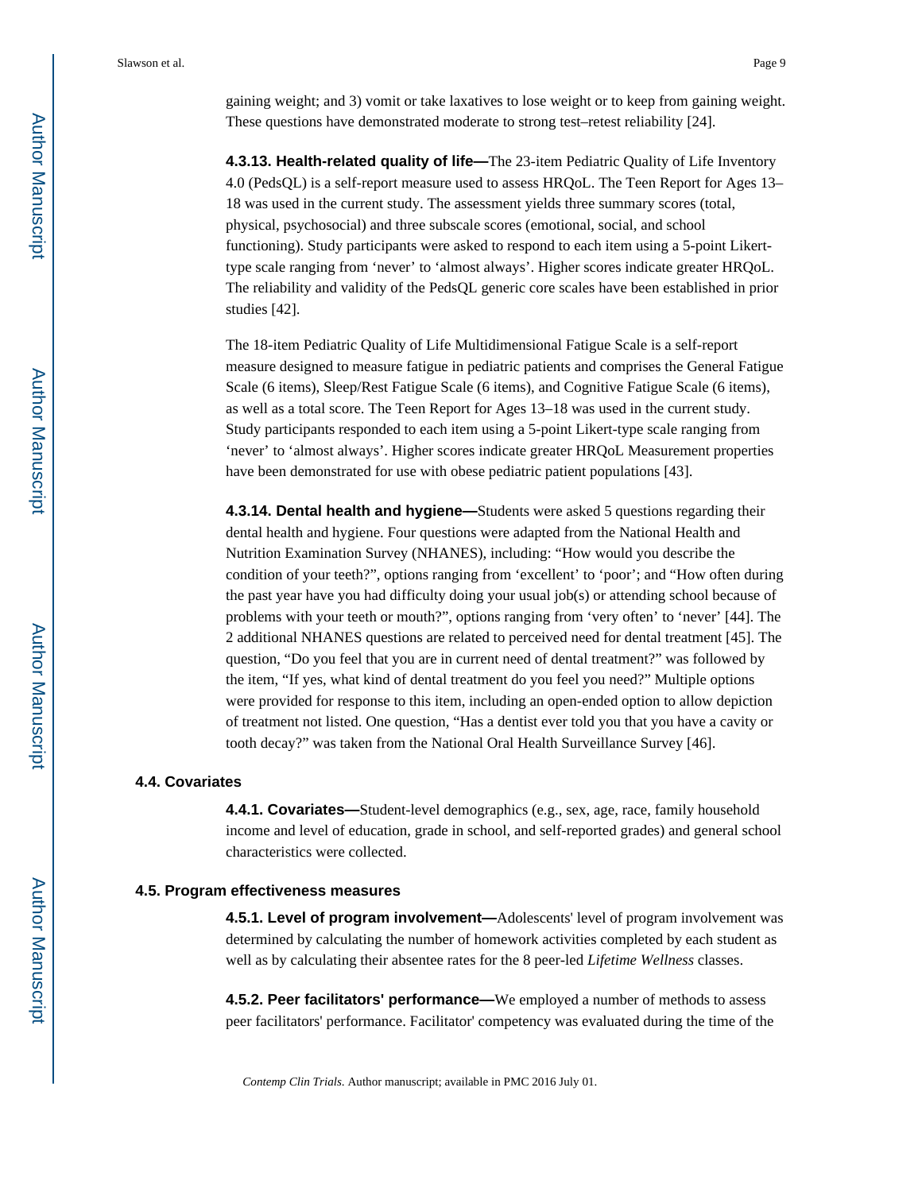gaining weight; and 3) vomit or take laxatives to lose weight or to keep from gaining weight. These questions have demonstrated moderate to strong test–retest reliability [24].

**4.3.13. Health-related quality of life—**The 23-item Pediatric Quality of Life Inventory 4.0 (PedsQL) is a self-report measure used to assess HRQoL. The Teen Report for Ages 13–18 was used in the current study. The assessment yields three summary scores (total, physical, psychosocial) and three subscale scores (emotional, social, and school functioning). Study participants were asked to respond to each item using a 5-point Likert-type scale ranging from 'never' to 'almost always'. Higher scores indicate greater HRQoL. The reliability and validity of the PedsQL generic core scales have been established in prior studies [42].

The 18-item Pediatric Quality of Life Multidimensional Fatigue Scale is a self-report measure designed to measure fatigue in pediatric patients and comprises the General Fatigue Scale (6 items), Sleep/Rest Fatigue Scale (6 items), and Cognitive Fatigue Scale (6 items), as well as a total score. The Teen Report for Ages 13–18 was used in the current study. Study participants responded to each item using a 5-point Likert-type scale ranging from 'never' to 'almost always'. Higher scores indicate greater HRQoL Measurement properties have been demonstrated for use with obese pediatric patient populations [43].

**4.3.14. Dental health and hygiene—**Students were asked 5 questions regarding their dental health and hygiene. Four questions were adapted from the National Health and Nutrition Examination Survey (NHANES), including: "How would you describe the condition of your teeth?", options ranging from 'excellent' to 'poor'; and "How often during the past year have you had difficulty doing your usual job(s) or attending school because of problems with your teeth or mouth?", options ranging from 'very often' to 'never' [44]. The 2 additional NHANES questions are related to perceived need for dental treatment [45]. The question, "Do you feel that you are in current need of dental treatment?" was followed by the item, "If yes, what kind of dental treatment do you feel you need?" Multiple options were provided for response to this item, including an open-ended option to allow depiction of treatment not listed. One question, "Has a dentist ever told you that you have a cavity or tooth decay?" was taken from the National Oral Health Surveillance Survey [46].

### 4.4. Covariates

**4.4.1. Covariates—**Student-level demographics (e.g., sex, age, race, family household income and level of education, grade in school, and self-reported grades) and general school characteristics were collected.

### 4.5. Program effectiveness measures

**4.5.1. Level of program involvement—**Adolescents' level of program involvement was determined by calculating the number of homework activities completed by each student as well as by calculating their absentee rates for the 8 peer-led *Lifetime Wellness* classes.

**4.5.2. Peer facilitators' performance—**We employed a number of methods to assess peer facilitators' performance. Facilitator' competency was evaluated during the time of the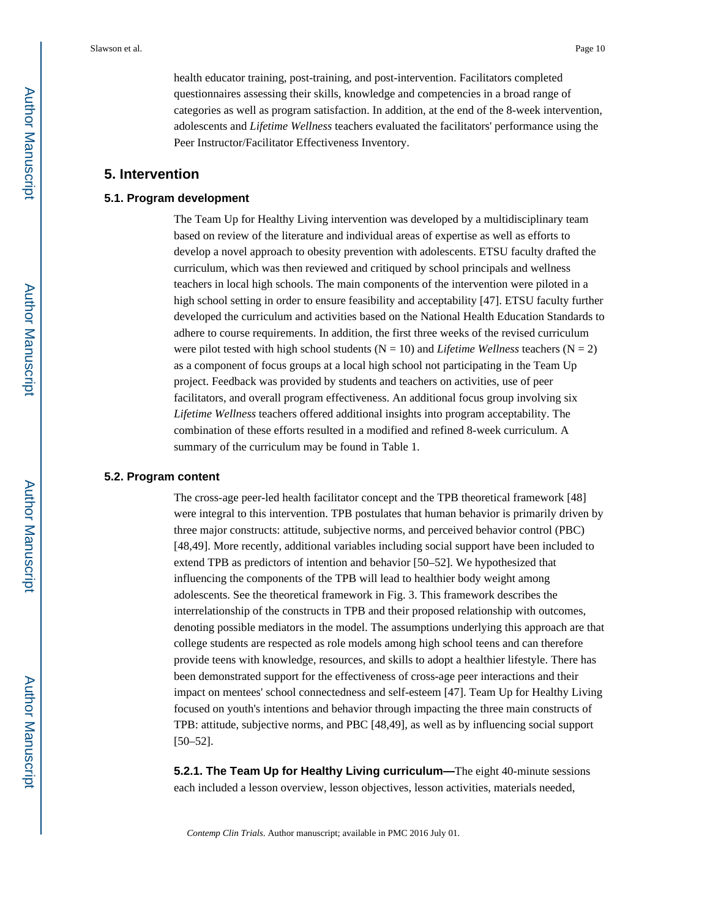health educator training, post-training, and post-intervention. Facilitators completed questionnaires assessing their skills, knowledge and competencies in a broad range of categories as well as program satisfaction. In addition, at the end of the 8-week intervention, adolescents and *Lifetime Wellness* teachers evaluated the facilitators' performance using the Peer Instructor/Facilitator Effectiveness Inventory.

## 5. Intervention

### 5.1. Program development

The Team Up for Healthy Living intervention was developed by a multidisciplinary team based on review of the literature and individual areas of expertise as well as efforts to develop a novel approach to obesity prevention with adolescents. ETSU faculty drafted the curriculum, which was then reviewed and critiqued by school principals and wellness teachers in local high schools. The main components of the intervention were piloted in a high school setting in order to ensure feasibility and acceptability [47]. ETSU faculty further developed the curriculum and activities based on the National Health Education Standards to adhere to course requirements. In addition, the first three weeks of the revised curriculum were pilot tested with high school students (N = 10) and *Lifetime Wellness* teachers (N = 2) as a component of focus groups at a local high school not participating in the Team Up project. Feedback was provided by students and teachers on activities, use of peer facilitators, and overall program effectiveness. An additional focus group involving six *Lifetime Wellness* teachers offered additional insights into program acceptability. The combination of these efforts resulted in a modified and refined 8-week curriculum. A summary of the curriculum may be found in Table 1.

### 5.2. Program content

The cross-age peer-led health facilitator concept and the TPB theoretical framework [48] were integral to this intervention. TPB postulates that human behavior is primarily driven by three major constructs: attitude, subjective norms, and perceived behavior control (PBC) [48,49]. More recently, additional variables including social support have been included to extend TPB as predictors of intention and behavior [50–52]. We hypothesized that influencing the components of the TPB will lead to healthier body weight among adolescents. See the theoretical framework in Fig. 3. This framework describes the interrelationship of the constructs in TPB and their proposed relationship with outcomes, denoting possible mediators in the model. The assumptions underlying this approach are that college students are respected as role models among high school teens and can therefore provide teens with knowledge, resources, and skills to adopt a healthier lifestyle. There has been demonstrated support for the effectiveness of cross-age peer interactions and their impact on mentees' school connectedness and self-esteem [47]. Team Up for Healthy Living focused on youth's intentions and behavior through impacting the three main constructs of TPB: attitude, subjective norms, and PBC [48,49], as well as by influencing social support [50–52].

**5.2.1. The Team Up for Healthy Living curriculum—**The eight 40-minute sessions each included a lesson overview, lesson objectives, lesson activities, materials needed,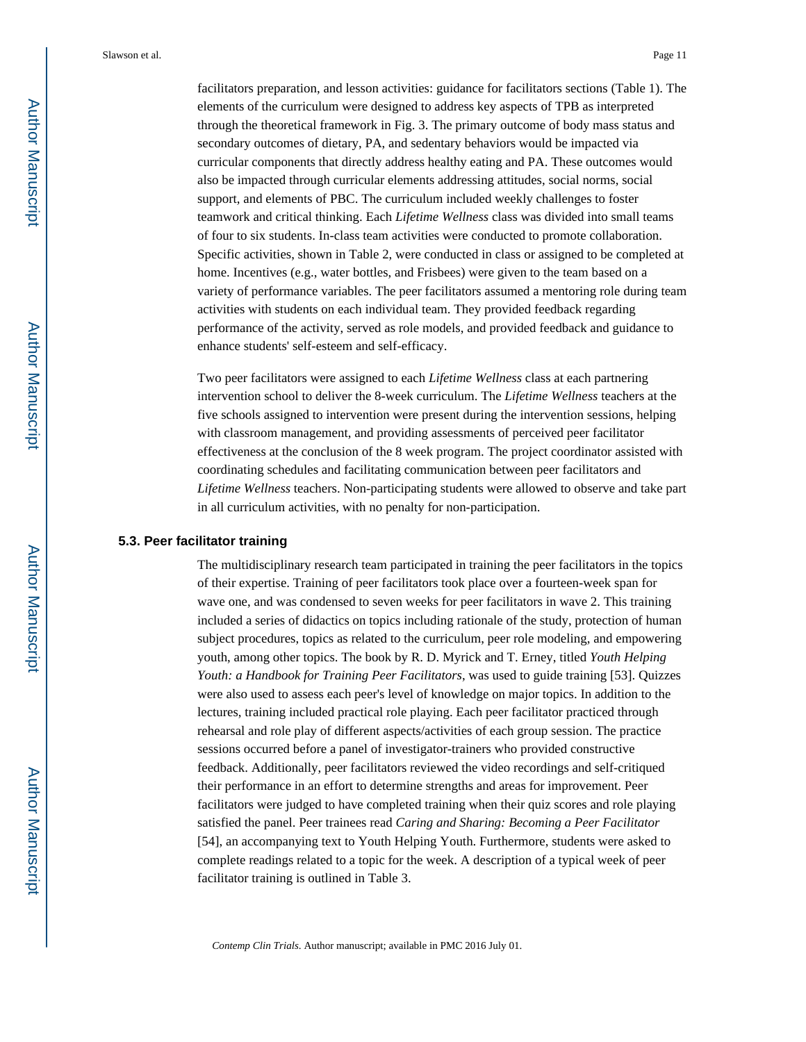facilitators preparation, and lesson activities: guidance for facilitators sections (Table 1). The elements of the curriculum were designed to address key aspects of TPB as interpreted through the theoretical framework in Fig. 3. The primary outcome of body mass status and secondary outcomes of dietary, PA, and sedentary behaviors would be impacted via curricular components that directly address healthy eating and PA. These outcomes would also be impacted through curricular elements addressing attitudes, social norms, social support, and elements of PBC. The curriculum included weekly challenges to foster teamwork and critical thinking. Each *Lifetime Wellness* class was divided into small teams of four to six students. In-class team activities were conducted to promote collaboration. Specific activities, shown in Table 2, were conducted in class or assigned to be completed at home. Incentives (e.g., water bottles, and Frisbees) were given to the team based on a variety of performance variables. The peer facilitators assumed a mentoring role during team activities with students on each individual team. They provided feedback regarding performance of the activity, served as role models, and provided feedback and guidance to enhance students' self-esteem and self-efficacy.

Two peer facilitators were assigned to each *Lifetime Wellness* class at each partnering intervention school to deliver the 8-week curriculum. The *Lifetime Wellness* teachers at the five schools assigned to intervention were present during the intervention sessions, helping with classroom management, and providing assessments of perceived peer facilitator effectiveness at the conclusion of the 8 week program. The project coordinator assisted with coordinating schedules and facilitating communication between peer facilitators and *Lifetime Wellness* teachers. Non-participating students were allowed to observe and take part in all curriculum activities, with no penalty for non-participation.

### 5.3. Peer facilitator training

The multidisciplinary research team participated in training the peer facilitators in the topics of their expertise. Training of peer facilitators took place over a fourteen-week span for wave one, and was condensed to seven weeks for peer facilitators in wave 2. This training included a series of didactics on topics including rationale of the study, protection of human subject procedures, topics as related to the curriculum, peer role modeling, and empowering youth, among other topics. The book by R. D. Myrick and T. Erney, titled *Youth Helping Youth: a Handbook for Training Peer Facilitators*, was used to guide training [53]. Quizzes were also used to assess each peer's level of knowledge on major topics. In addition to the lectures, training included practical role playing. Each peer facilitator practiced through rehearsal and role play of different aspects/activities of each group session. The practice sessions occurred before a panel of investigator-trainers who provided constructive feedback. Additionally, peer facilitators reviewed the video recordings and self-critiqued their performance in an effort to determine strengths and areas for improvement. Peer facilitators were judged to have completed training when their quiz scores and role playing satisfied the panel. Peer trainees read *Caring and Sharing: Becoming a Peer Facilitator* [54], an accompanying text to Youth Helping Youth. Furthermore, students were asked to complete readings related to a topic for the week. A description of a typical week of peer facilitator training is outlined in Table 3.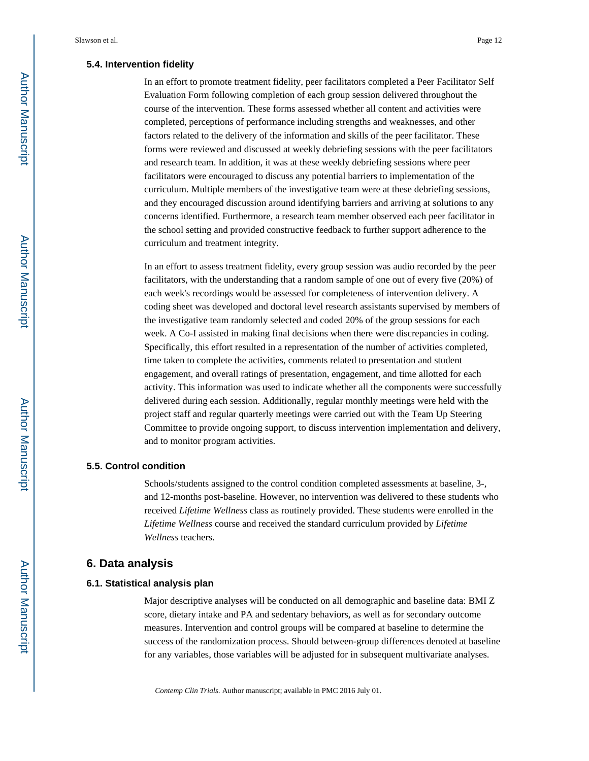### 5.4. Intervention fidelity

In an effort to promote treatment fidelity, peer facilitators completed a Peer Facilitator Self Evaluation Form following completion of each group session delivered throughout the course of the intervention. These forms assessed whether all content and activities were completed, perceptions of performance including strengths and weaknesses, and other factors related to the delivery of the information and skills of the peer facilitator. These forms were reviewed and discussed at weekly debriefing sessions with the peer facilitators and research team. In addition, it was at these weekly debriefing sessions where peer facilitators were encouraged to discuss any potential barriers to implementation of the curriculum. Multiple members of the investigative team were at these debriefing sessions, and they encouraged discussion around identifying barriers and arriving at solutions to any concerns identified. Furthermore, a research team member observed each peer facilitator in the school setting and provided constructive feedback to further support adherence to the curriculum and treatment integrity.

In an effort to assess treatment fidelity, every group session was audio recorded by the peer facilitators, with the understanding that a random sample of one out of every five (20%) of each week's recordings would be assessed for completeness of intervention delivery. A coding sheet was developed and doctoral level research assistants supervised by members of the investigative team randomly selected and coded 20% of the group sessions for each week. A Co-I assisted in making final decisions when there were discrepancies in coding. Specifically, this effort resulted in a representation of the number of activities completed, time taken to complete the activities, comments related to presentation and student engagement, and overall ratings of presentation, engagement, and time allotted for each activity. This information was used to indicate whether all the components were successfully delivered during each session. Additionally, regular monthly meetings were held with the project staff and regular quarterly meetings were carried out with the Team Up Steering Committee to provide ongoing support, to discuss intervention implementation and delivery, and to monitor program activities.

### 5.5. Control condition

Schools/students assigned to the control condition completed assessments at baseline, 3-, and 12-months post-baseline. However, no intervention was delivered to these students who received *Lifetime Wellness* class as routinely provided. These students were enrolled in the *Lifetime Wellness* course and received the standard curriculum provided by *Lifetime Wellness* teachers.

## 6. Data analysis

### 6.1. Statistical analysis plan

Major descriptive analyses will be conducted on all demographic and baseline data: BMI Z score, dietary intake and PA and sedentary behaviors, as well as for secondary outcome measures. Intervention and control groups will be compared at baseline to determine the success of the randomization process. Should between-group differences denoted at baseline for any variables, those variables will be adjusted for in subsequent multivariate analyses.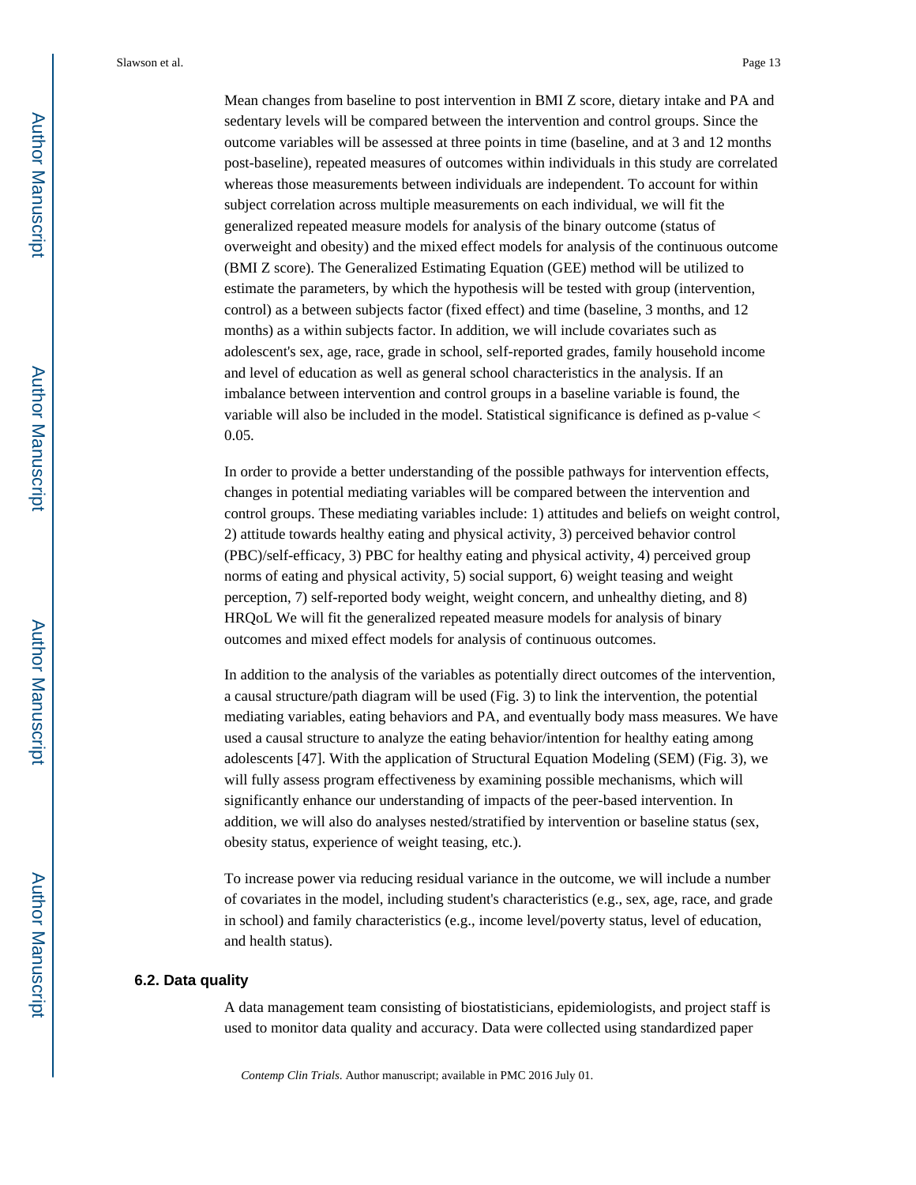Mean changes from baseline to post intervention in BMI Z score, dietary intake and PA and sedentary levels will be compared between the intervention and control groups. Since the outcome variables will be assessed at three points in time (baseline, and at 3 and 12 months post-baseline), repeated measures of outcomes within individuals in this study are correlated whereas those measurements between individuals are independent. To account for within subject correlation across multiple measurements on each individual, we will fit the generalized repeated measure models for analysis of the binary outcome (status of overweight and obesity) and the mixed effect models for analysis of the continuous outcome (BMI Z score). The Generalized Estimating Equation (GEE) method will be utilized to estimate the parameters, by which the hypothesis will be tested with group (intervention, control) as a between subjects factor (fixed effect) and time (baseline, 3 months, and 12 months) as a within subjects factor. In addition, we will include covariates such as adolescent's sex, age, race, grade in school, self-reported grades, family household income and level of education as well as general school characteristics in the analysis. If an imbalance between intervention and control groups in a baseline variable is found, the variable will also be included in the model. Statistical significance is defined as p-value < 0.05.

In order to provide a better understanding of the possible pathways for intervention effects, changes in potential mediating variables will be compared between the intervention and control groups. These mediating variables include: 1) attitudes and beliefs on weight control, 2) attitude towards healthy eating and physical activity, 3) perceived behavior control (PBC)/self-efficacy, 3) PBC for healthy eating and physical activity, 4) perceived group norms of eating and physical activity, 5) social support, 6) weight teasing and weight perception, 7) self-reported body weight, weight concern, and unhealthy dieting, and 8) HRQoL We will fit the generalized repeated measure models for analysis of binary outcomes and mixed effect models for analysis of continuous outcomes.

In addition to the analysis of the variables as potentially direct outcomes of the intervention, a causal structure/path diagram will be used (Fig. 3) to link the intervention, the potential mediating variables, eating behaviors and PA, and eventually body mass measures. We have used a causal structure to analyze the eating behavior/intention for healthy eating among adolescents [47]. With the application of Structural Equation Modeling (SEM) (Fig. 3), we will fully assess program effectiveness by examining possible mechanisms, which will significantly enhance our understanding of impacts of the peer-based intervention. In addition, we will also do analyses nested/stratified by intervention or baseline status (sex, obesity status, experience of weight teasing, etc.).

To increase power via reducing residual variance in the outcome, we will include a number of covariates in the model, including student's characteristics (e.g., sex, age, race, and grade in school) and family characteristics (e.g., income level/poverty status, level of education, and health status).

### 6.2. Data quality

A data management team consisting of biostatisticians, epidemiologists, and project staff is used to monitor data quality and accuracy. Data were collected using standardized paper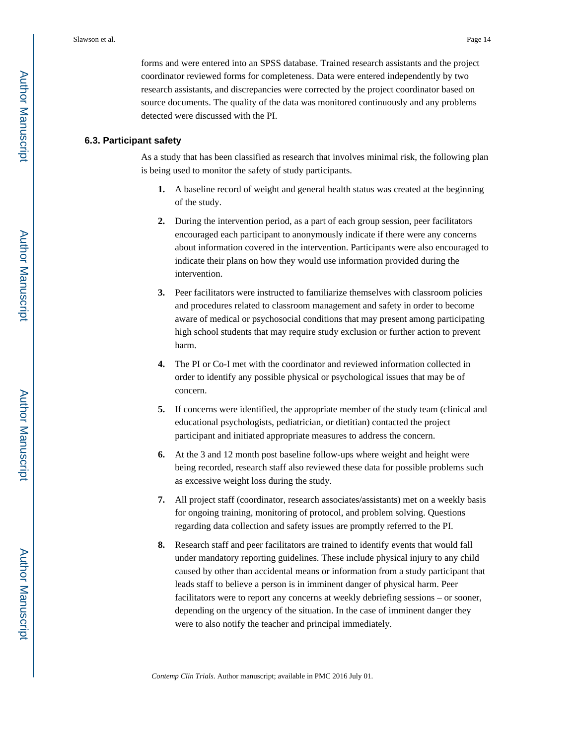forms and were entered into an SPSS database. Trained research assistants and the project coordinator reviewed forms for completeness. Data were entered independently by two research assistants, and discrepancies were corrected by the project coordinator based on source documents. The quality of the data was monitored continuously and any problems detected were discussed with the PI.

### 6.3. Participant safety

As a study that has been classified as research that involves minimal risk, the following plan is being used to monitor the safety of study participants.

1. A baseline record of weight and general health status was created at the beginning of the study.
2. During the intervention period, as a part of each group session, peer facilitators encouraged each participant to anonymously indicate if there were any concerns about information covered in the intervention. Participants were also encouraged to indicate their plans on how they would use information provided during the intervention.
3. Peer facilitators were instructed to familiarize themselves with classroom policies and procedures related to classroom management and safety in order to become aware of medical or psychosocial conditions that may present among participating high school students that may require study exclusion or further action to prevent harm.
4. The PI or Co-I met with the coordinator and reviewed information collected in order to identify any possible physical or psychological issues that may be of concern.
5. If concerns were identified, the appropriate member of the study team (clinical and educational psychologists, pediatrician, or dietitian) contacted the project participant and initiated appropriate measures to address the concern.
6. At the 3 and 12 month post baseline follow-ups where weight and height were being recorded, research staff also reviewed these data for possible problems such as excessive weight loss during the study.
7. All project staff (coordinator, research associates/assistants) met on a weekly basis for ongoing training, monitoring of protocol, and problem solving. Questions regarding data collection and safety issues are promptly referred to the PI.
8. Research staff and peer facilitators are trained to identify events that would fall under mandatory reporting guidelines. These include physical injury to any child caused by other than accidental means or information from a study participant that leads staff to believe a person is in imminent danger of physical harm. Peer facilitators were to report any concerns at weekly debriefing sessions – or sooner, depending on the urgency of the situation. In the case of imminent danger they were to also notify the teacher and principal immediately.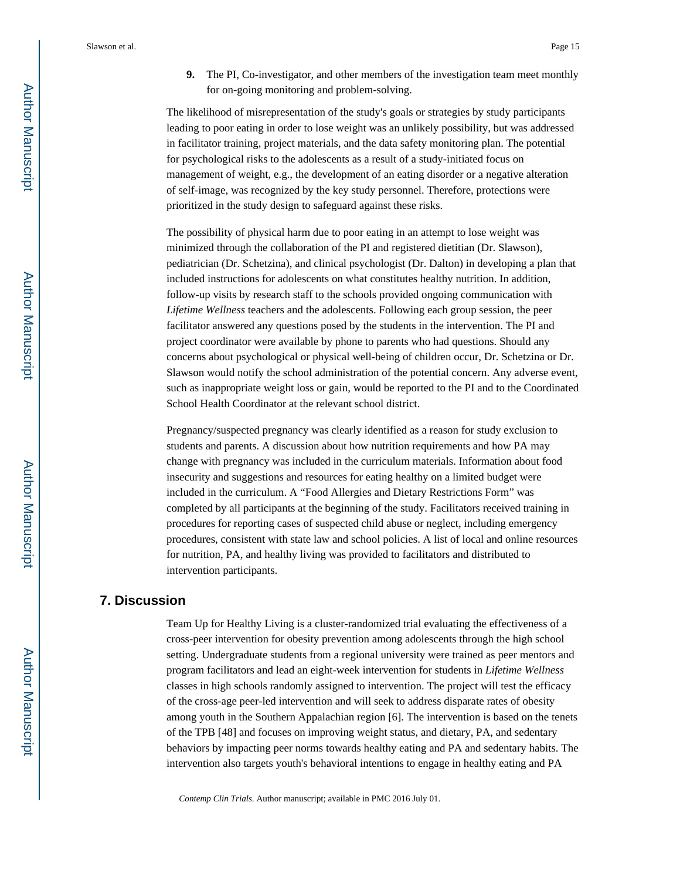9. The PI, Co-investigator, and other members of the investigation team meet monthly for on-going monitoring and problem-solving.

The likelihood of misrepresentation of the study's goals or strategies by study participants leading to poor eating in order to lose weight was an unlikely possibility, but was addressed in facilitator training, project materials, and the data safety monitoring plan. The potential for psychological risks to the adolescents as a result of a study-initiated focus on management of weight, e.g., the development of an eating disorder or a negative alteration of self-image, was recognized by the key study personnel. Therefore, protections were prioritized in the study design to safeguard against these risks.

The possibility of physical harm due to poor eating in an attempt to lose weight was minimized through the collaboration of the PI and registered dietitian (Dr. Slawson), pediatrician (Dr. Schetzina), and clinical psychologist (Dr. Dalton) in developing a plan that included instructions for adolescents on what constitutes healthy nutrition. In addition, follow-up visits by research staff to the schools provided ongoing communication with *Lifetime Wellness* teachers and the adolescents. Following each group session, the peer facilitator answered any questions posed by the students in the intervention. The PI and project coordinator were available by phone to parents who had questions. Should any concerns about psychological or physical well-being of children occur, Dr. Schetzina or Dr. Slawson would notify the school administration of the potential concern. Any adverse event, such as inappropriate weight loss or gain, would be reported to the PI and to the Coordinated School Health Coordinator at the relevant school district.

Pregnancy/suspected pregnancy was clearly identified as a reason for study exclusion to students and parents. A discussion about how nutrition requirements and how PA may change with pregnancy was included in the curriculum materials. Information about food insecurity and suggestions and resources for eating healthy on a limited budget were included in the curriculum. A "Food Allergies and Dietary Restrictions Form" was completed by all participants at the beginning of the study. Facilitators received training in procedures for reporting cases of suspected child abuse or neglect, including emergency procedures, consistent with state law and school policies. A list of local and online resources for nutrition, PA, and healthy living was provided to facilitators and distributed to intervention participants.

## 7. Discussion

Team Up for Healthy Living is a cluster-randomized trial evaluating the effectiveness of a cross-peer intervention for obesity prevention among adolescents through the high school setting. Undergraduate students from a regional university were trained as peer mentors and program facilitators and lead an eight-week intervention for students in *Lifetime Wellness* classes in high schools randomly assigned to intervention. The project will test the efficacy of the cross-age peer-led intervention and will seek to address disparate rates of obesity among youth in the Southern Appalachian region [6]. The intervention is based on the tenets of the TPB [48] and focuses on improving weight status, and dietary, PA, and sedentary behaviors by impacting peer norms towards healthy eating and PA and sedentary habits. The intervention also targets youth's behavioral intentions to engage in healthy eating and PA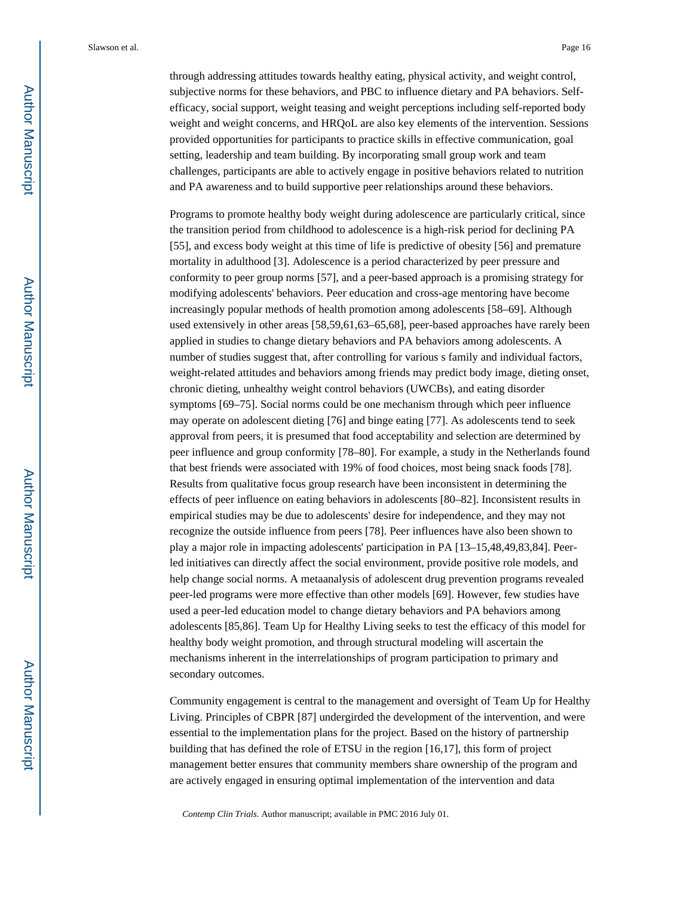through addressing attitudes towards healthy eating, physical activity, and weight control, subjective norms for these behaviors, and PBC to influence dietary and PA behaviors. Self-efficacy, social support, weight teasing and weight perceptions including self-reported body weight and weight concerns, and HRQoL are also key elements of the intervention. Sessions provided opportunities for participants to practice skills in effective communication, goal setting, leadership and team building. By incorporating small group work and team challenges, participants are able to actively engage in positive behaviors related to nutrition and PA awareness and to build supportive peer relationships around these behaviors.

Programs to promote healthy body weight during adolescence are particularly critical, since the transition period from childhood to adolescence is a high-risk period for declining PA [55], and excess body weight at this time of life is predictive of obesity [56] and premature mortality in adulthood [3]. Adolescence is a period characterized by peer pressure and conformity to peer group norms [57], and a peer-based approach is a promising strategy for modifying adolescents' behaviors. Peer education and cross-age mentoring have become increasingly popular methods of health promotion among adolescents [58–69]. Although used extensively in other areas [58,59,61,63–65,68], peer-based approaches have rarely been applied in studies to change dietary behaviors and PA behaviors among adolescents. A number of studies suggest that, after controlling for various s family and individual factors, weight-related attitudes and behaviors among friends may predict body image, dieting onset, chronic dieting, unhealthy weight control behaviors (UWCBs), and eating disorder symptoms [69–75]. Social norms could be one mechanism through which peer influence may operate on adolescent dieting [76] and binge eating [77]. As adolescents tend to seek approval from peers, it is presumed that food acceptability and selection are determined by peer influence and group conformity [78–80]. For example, a study in the Netherlands found that best friends were associated with 19% of food choices, most being snack foods [78]. Results from qualitative focus group research have been inconsistent in determining the effects of peer influence on eating behaviors in adolescents [80–82]. Inconsistent results in empirical studies may be due to adolescents' desire for independence, and they may not recognize the outside influence from peers [78]. Peer influences have also been shown to play a major role in impacting adolescents' participation in PA [13–15,48,49,83,84]. Peer-led initiatives can directly affect the social environment, provide positive role models, and help change social norms. A metaanalysis of adolescent drug prevention programs revealed peer-led programs were more effective than other models [69]. However, few studies have used a peer-led education model to change dietary behaviors and PA behaviors among adolescents [85,86]. Team Up for Healthy Living seeks to test the efficacy of this model for healthy body weight promotion, and through structural modeling will ascertain the mechanisms inherent in the interrelationships of program participation to primary and secondary outcomes.

Community engagement is central to the management and oversight of Team Up for Healthy Living. Principles of CBPR [87] undergirded the development of the intervention, and were essential to the implementation plans for the project. Based on the history of partnership building that has defined the role of ETSU in the region [16,17], this form of project management better ensures that community members share ownership of the program and are actively engaged in ensuring optimal implementation of the intervention and data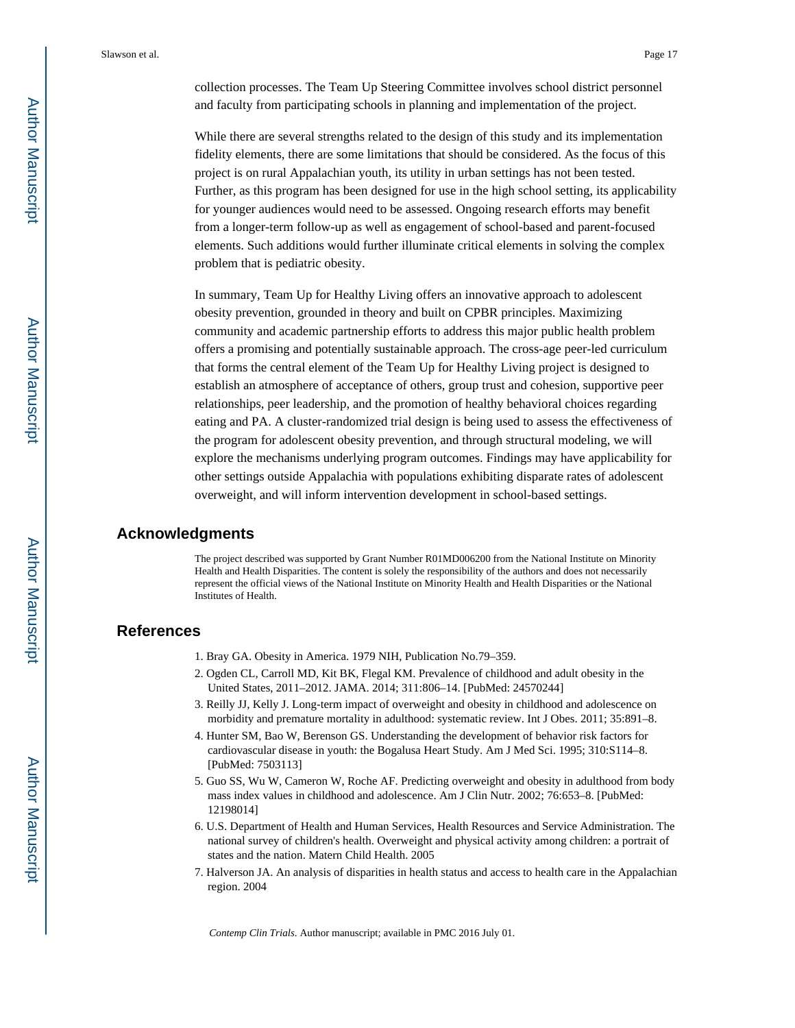collection processes. The Team Up Steering Committee involves school district personnel and faculty from participating schools in planning and implementation of the project.

While there are several strengths related to the design of this study and its implementation fidelity elements, there are some limitations that should be considered. As the focus of this project is on rural Appalachian youth, its utility in urban settings has not been tested. Further, as this program has been designed for use in the high school setting, its applicability for younger audiences would need to be assessed. Ongoing research efforts may benefit from a longer-term follow-up as well as engagement of school-based and parent-focused elements. Such additions would further illuminate critical elements in solving the complex problem that is pediatric obesity.

In summary, Team Up for Healthy Living offers an innovative approach to adolescent obesity prevention, grounded in theory and built on CPBR principles. Maximizing community and academic partnership efforts to address this major public health problem offers a promising and potentially sustainable approach. The cross-age peer-led curriculum that forms the central element of the Team Up for Healthy Living project is designed to establish an atmosphere of acceptance of others, group trust and cohesion, supportive peer relationships, peer leadership, and the promotion of healthy behavioral choices regarding eating and PA. A cluster-randomized trial design is being used to assess the effectiveness of the program for adolescent obesity prevention, and through structural modeling, we will explore the mechanisms underlying program outcomes. Findings may have applicability for other settings outside Appalachia with populations exhibiting disparate rates of adolescent overweight, and will inform intervention development in school-based settings.

## Acknowledgments

The project described was supported by Grant Number R01MD006200 from the National Institute on Minority Health and Health Disparities. The content is solely the responsibility of the authors and does not necessarily represent the official views of the National Institute on Minority Health and Health Disparities or the National Institutes of Health.

## References

1. Bray GA. Obesity in America. 1979 NIH, Publication No.79–359.
2. Ogden CL, Carroll MD, Kit BK, Flegal KM. Prevalence of childhood and adult obesity in the United States, 2011–2012. JAMA. 2014; 311:806–14. [PubMed: 24570244]
3. Reilly JJ, Kelly J. Long-term impact of overweight and obesity in childhood and adolescence on morbidity and premature mortality in adulthood: systematic review. Int J Obes. 2011; 35:891–8.
4. Hunter SM, Bao W, Berenson GS. Understanding the development of behavior risk factors for cardiovascular disease in youth: the Bogalusa Heart Study. Am J Med Sci. 1995; 310:S114–8. [PubMed: 7503113]
5. Guo SS, Wu W, Cameron W, Roche AF. Predicting overweight and obesity in adulthood from body mass index values in childhood and adolescence. Am J Clin Nutr. 2002; 76:653–8. [PubMed: 12198014]
6. U.S. Department of Health and Human Services, Health Resources and Service Administration. The national survey of children's health. Overweight and physical activity among children: a portrait of states and the nation. Matern Child Health. 2005
7. Halverson JA. An analysis of disparities in health status and access to health care in the Appalachian region. 2004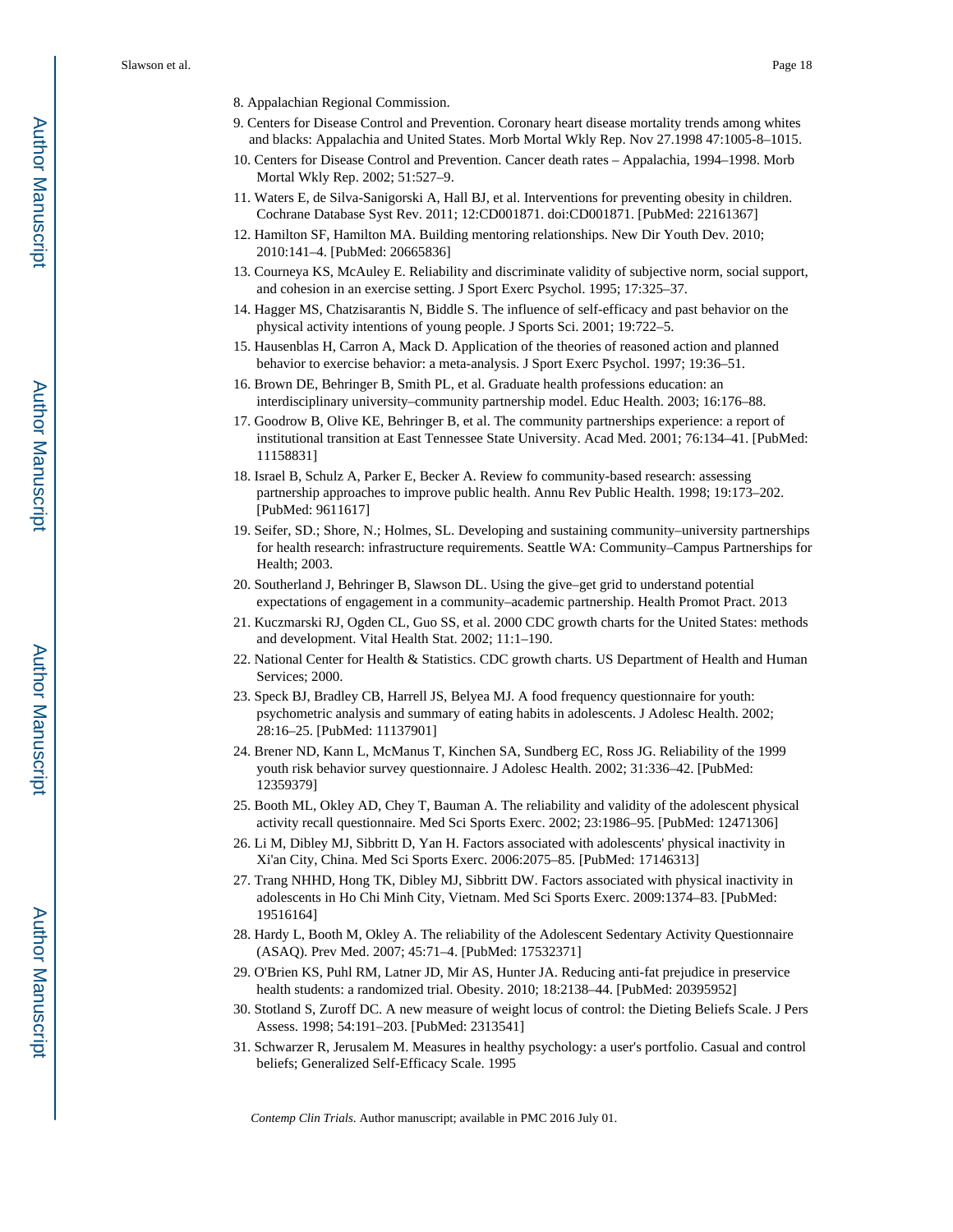8. Appalachian Regional Commission.
9. Centers for Disease Control and Prevention. Coronary heart disease mortality trends among whites and blacks: Appalachia and United States. Morb Mortal Wkly Rep. Nov 27.1998 47:1005-8–1015.
10. Centers for Disease Control and Prevention. Cancer death rates – Appalachia, 1994–1998. Morb Mortal Wkly Rep. 2002; 51:527–9.
11. Waters E, de Silva-Sanigorski A, Hall BJ, et al. Interventions for preventing obesity in children. Cochrane Database Syst Rev. 2011; 12:CD001871. doi:CD001871. [PubMed: 22161367]
12. Hamilton SF, Hamilton MA. Building mentoring relationships. New Dir Youth Dev. 2010; 2010:141–4. [PubMed: 20665836]
13. Courneya KS, McAuley E. Reliability and discriminate validity of subjective norm, social support, and cohesion in an exercise setting. J Sport Exerc Psychol. 1995; 17:325–37.
14. Hagger MS, Chatzisarantis N, Biddle S. The influence of self-efficacy and past behavior on the physical activity intentions of young people. J Sports Sci. 2001; 19:722–5.
15. Hausenblas H, Carron A, Mack D. Application of the theories of reasoned action and planned behavior to exercise behavior: a meta-analysis. J Sport Exerc Psychol. 1997; 19:36–51.
16. Brown DE, Behringer B, Smith PL, et al. Graduate health professions education: an interdisciplinary university–community partnership model. Educ Health. 2003; 16:176–88.
17. Goodrow B, Olive KE, Behringer B, et al. The community partnerships experience: a report of institutional transition at East Tennessee State University. Acad Med. 2001; 76:134–41. [PubMed: 11158831]
18. Israel B, Schulz A, Parker E, Becker A. Review fo community-based research: assessing partnership approaches to improve public health. Annu Rev Public Health. 1998; 19:173–202. [PubMed: 9611617]
19. Seifer, SD.; Shore, N.; Holmes, SL. Developing and sustaining community–university partnerships for health research: infrastructure requirements. Seattle WA: Community–Campus Partnerships for Health; 2003.
20. Southerland J, Behringer B, Slawson DL. Using the give–get grid to understand potential expectations of engagement in a community–academic partnership. Health Promot Pract. 2013
21. Kuczmarski RJ, Ogden CL, Guo SS, et al. 2000 CDC growth charts for the United States: methods and development. Vital Health Stat. 2002; 11:1–190.
22. National Center for Health & Statistics. CDC growth charts. US Department of Health and Human Services; 2000.
23. Speck BJ, Bradley CB, Harrell JS, Belyea MJ. A food frequency questionnaire for youth: psychometric analysis and summary of eating habits in adolescents. J Adolesc Health. 2002; 28:16–25. [PubMed: 11137901]
24. Brener ND, Kann L, McManus T, Kinchen SA, Sundberg EC, Ross JG. Reliability of the 1999 youth risk behavior survey questionnaire. J Adolesc Health. 2002; 31:336–42. [PubMed: 12359379]
25. Booth ML, Okley AD, Chey T, Bauman A. The reliability and validity of the adolescent physical activity recall questionnaire. Med Sci Sports Exerc. 2002; 23:1986–95. [PubMed: 12471306]
26. Li M, Dibley MJ, Sibbritt D, Yan H. Factors associated with adolescents' physical inactivity in Xi'an City, China. Med Sci Sports Exerc. 2006:2075–85. [PubMed: 17146313]
27. Trang NHHD, Hong TK, Dibley MJ, Sibbritt DW. Factors associated with physical inactivity in adolescents in Ho Chi Minh City, Vietnam. Med Sci Sports Exerc. 2009:1374–83. [PubMed: 19516164]
28. Hardy L, Booth M, Okley A. The reliability of the Adolescent Sedentary Activity Questionnaire (ASAQ). Prev Med. 2007; 45:71–4. [PubMed: 17532371]
29. O'Brien KS, Puhl RM, Latner JD, Mir AS, Hunter JA. Reducing anti-fat prejudice in preservice health students: a randomized trial. Obesity. 2010; 18:2138–44. [PubMed: 20395952]
30. Stotland S, Zuroff DC. A new measure of weight locus of control: the Dieting Beliefs Scale. J Pers Assess. 1998; 54:191–203. [PubMed: 2313541]
31. Schwarzer R, Jerusalem M. Measures in healthy psychology: a user's portfolio. Casual and control beliefs; Generalized Self-Efficacy Scale. 1995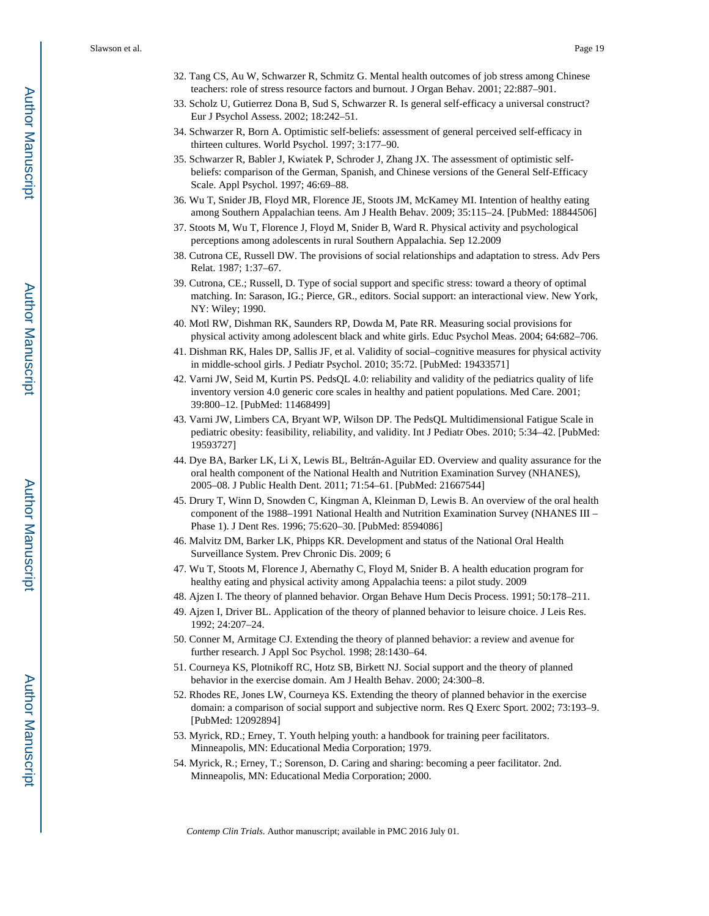32. Tang CS, Au W, Schwarzer R, Schmitz G. Mental health outcomes of job stress among Chinese teachers: role of stress resource factors and burnout. J Organ Behav. 2001; 22:887–901.
33. Scholz U, Gutierrez Dona B, Sud S, Schwarzer R. Is general self-efficacy a universal construct? Eur J Psychol Assess. 2002; 18:242–51.
34. Schwarzer R, Born A. Optimistic self-beliefs: assessment of general perceived self-efficacy in thirteen cultures. World Psychol. 1997; 3:177–90.
35. Schwarzer R, Babler J, Kwiatek P, Schroder J, Zhang JX. The assessment of optimistic self-beliefs: comparison of the German, Spanish, and Chinese versions of the General Self-Efficacy Scale. Appl Psychol. 1997; 46:69–88.
36. Wu T, Snider JB, Floyd MR, Florence JE, Stoots JM, McKamey MI. Intention of healthy eating among Southern Appalachian teens. Am J Health Behav. 2009; 35:115–24. [PubMed: 18844506]
37. Stoots M, Wu T, Florence J, Floyd M, Snider B, Ward R. Physical activity and psychological perceptions among adolescents in rural Southern Appalachia. Sep 12.2009
38. Cutrona CE, Russell DW. The provisions of social relationships and adaptation to stress. Adv Pers Relat. 1987; 1:37–67.
39. Cutrona, CE.; Russell, D. Type of social support and specific stress: toward a theory of optimal matching. In: Sarason, IG.; Pierce, GR., editors. Social support: an interactional view. New York, NY: Wiley; 1990.
40. Motl RW, Dishman RK, Saunders RP, Dowda M, Pate RR. Measuring social provisions for physical activity among adolescent black and white girls. Educ Psychol Meas. 2004; 64:682–706.
41. Dishman RK, Hales DP, Sallis JF, et al. Validity of social–cognitive measures for physical activity in middle-school girls. J Pediatr Psychol. 2010; 35:72. [PubMed: 19433571]
42. Varni JW, Seid M, Kurtin PS. PedsQL 4.0: reliability and validity of the pediatrics quality of life inventory version 4.0 generic core scales in healthy and patient populations. Med Care. 2001; 39:800–12. [PubMed: 11468499]
43. Varni JW, Limbers CA, Bryant WP, Wilson DP. The PedsQL Multidimensional Fatigue Scale in pediatric obesity: feasibility, reliability, and validity. Int J Pediatr Obes. 2010; 5:34–42. [PubMed: 19593727]
44. Dye BA, Barker LK, Li X, Lewis BL, Beltrán-Aguilar ED. Overview and quality assurance for the oral health component of the National Health and Nutrition Examination Survey (NHANES), 2005–08. J Public Health Dent. 2011; 71:54–61. [PubMed: 21667544]
45. Drury T, Winn D, Snowden C, Kingman A, Kleinman D, Lewis B. An overview of the oral health component of the 1988–1991 National Health and Nutrition Examination Survey (NHANES III – Phase 1). J Dent Res. 1996; 75:620–30. [PubMed: 8594086]
46. Malvitz DM, Barker LK, Phipps KR. Development and status of the National Oral Health Surveillance System. Prev Chronic Dis. 2009; 6
47. Wu T, Stoots M, Florence J, Abernathy C, Floyd M, Snider B. A health education program for healthy eating and physical activity among Appalachia teens: a pilot study. 2009
48. Ajzen I. The theory of planned behavior. Organ Behave Hum Decis Process. 1991; 50:178–211.
49. Ajzen I, Driver BL. Application of the theory of planned behavior to leisure choice. J Leis Res. 1992; 24:207–24.
50. Conner M, Armitage CJ. Extending the theory of planned behavior: a review and avenue for further research. J Appl Soc Psychol. 1998; 28:1430–64.
51. Courneya KS, Plotnikoff RC, Hotz SB, Birkett NJ. Social support and the theory of planned behavior in the exercise domain. Am J Health Behav. 2000; 24:300–8.
52. Rhodes RE, Jones LW, Courneya KS. Extending the theory of planned behavior in the exercise domain: a comparison of social support and subjective norm. Res Q Exerc Sport. 2002; 73:193–9. [PubMed: 12092894]
53. Myrick, RD.; Erney, T. Youth helping youth: a handbook for training peer facilitators. Minneapolis, MN: Educational Media Corporation; 1979.
54. Myrick, R.; Erney, T.; Sorenson, D. Caring and sharing: becoming a peer facilitator. 2nd. Minneapolis, MN: Educational Media Corporation; 2000.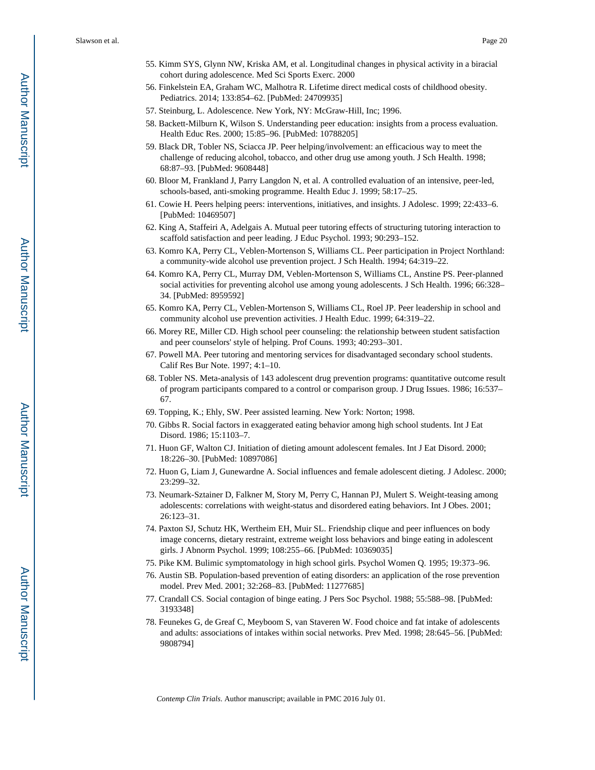55. Kimm SYS, Glynn NW, Kriska AM, et al. Longitudinal changes in physical activity in a biracial cohort during adolescence. Med Sci Sports Exerc. 2000
56. Finkelstein EA, Graham WC, Malhotra R. Lifetime direct medical costs of childhood obesity. Pediatrics. 2014; 133:854–62. [PubMed: 24709935]
57. Steinburg, L. Adolescence. New York, NY: McGraw-Hill, Inc; 1996.
58. Backett-Milburn K, Wilson S. Understanding peer education: insights from a process evaluation. Health Educ Res. 2000; 15:85–96. [PubMed: 10788205]
59. Black DR, Tobler NS, Sciacca JP. Peer helping/involvement: an efficacious way to meet the challenge of reducing alcohol, tobacco, and other drug use among youth. J Sch Health. 1998; 68:87–93. [PubMed: 9608448]
60. Bloor M, Frankland J, Parry Langdon N, et al. A controlled evaluation of an intensive, peer-led, schools-based, anti-smoking programme. Health Educ J. 1999; 58:17–25.
61. Cowie H. Peers helping peers: interventions, initiatives, and insights. J Adolesc. 1999; 22:433–6. [PubMed: 10469507]
62. King A, Staffeiri A, Adelgais A. Mutual peer tutoring effects of structuring tutoring interaction to scaffold satisfaction and peer leading. J Educ Psychol. 1993; 90:293–152.
63. Komro KA, Perry CL, Veblen-Mortenson S, Williams CL. Peer participation in Project Northland: a community-wide alcohol use prevention project. J Sch Health. 1994; 64:319–22.
64. Komro KA, Perry CL, Murray DM, Veblen-Mortenson S, Williams CL, Anstine PS. Peer-planned social activities for preventing alcohol use among young adolescents. J Sch Health. 1996; 66:328–34. [PubMed: 8959592]
65. Komro KA, Perry CL, Veblen-Mortenson S, Williams CL, Roel JP. Peer leadership in school and community alcohol use prevention activities. J Health Educ. 1999; 64:319–22.
66. Morey RE, Miller CD. High school peer counseling: the relationship between student satisfaction and peer counselors' style of helping. Prof Couns. 1993; 40:293–301.
67. Powell MA. Peer tutoring and mentoring services for disadvantaged secondary school students. Calif Res Bur Note. 1997; 4:1–10.
68. Tobler NS. Meta-analysis of 143 adolescent drug prevention programs: quantitative outcome result of program participants compared to a control or comparison group. J Drug Issues. 1986; 16:537–67.
69. Topping, K.; Ehly, SW. Peer assisted learning. New York: Norton; 1998.
70. Gibbs R. Social factors in exaggerated eating behavior among high school students. Int J Eat Disord. 1986; 15:1103–7.
71. Huon GF, Walton CJ. Initiation of dieting amount adolescent females. Int J Eat Disord. 2000; 18:226–30. [PubMed: 10897086]
72. Huon G, Liam J, Gunewardne A. Social influences and female adolescent dieting. J Adolesc. 2000; 23:299–32.
73. Neumark-Sztainer D, Falkner M, Story M, Perry C, Hannan PJ, Mulert S. Weight-teasing among adolescents: correlations with weight-status and disordered eating behaviors. Int J Obes. 2001; 26:123–31.
74. Paxton SJ, Schutz HK, Wertheim EH, Muir SL. Friendship clique and peer influences on body image concerns, dietary restraint, extreme weight loss behaviors and binge eating in adolescent girls. J Abnorm Psychol. 1999; 108:255–66. [PubMed: 10369035]
75. Pike KM. Bulimic symptomatology in high school girls. Psychol Women Q. 1995; 19:373–96.
76. Austin SB. Population-based prevention of eating disorders: an application of the rose prevention model. Prev Med. 2001; 32:268–83. [PubMed: 11277685]
77. Crandall CS. Social contagion of binge eating. J Pers Soc Psychol. 1988; 55:588–98. [PubMed: 3193348]
78. Feunekes G, de Greaf C, Meyboom S, van Staveren W. Food choice and fat intake of adolescents and adults: associations of intakes within social networks. Prev Med. 1998; 28:645–56. [PubMed: 9808794]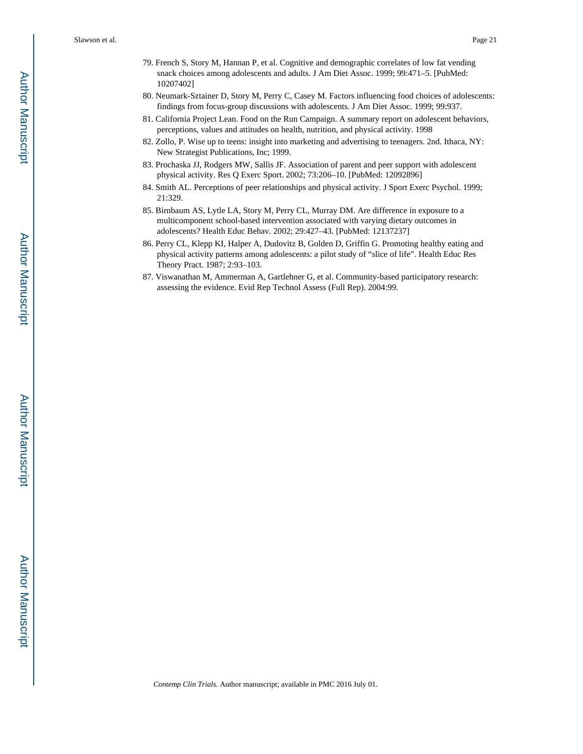79. French S, Story M, Hannan P, et al. Cognitive and demographic correlates of low fat vending snack choices among adolescents and adults. J Am Diet Assoc. 1999; 99:471–5. [PubMed: 10207402]
80. Neumark-Sztainer D, Story M, Perry C, Casey M. Factors influencing food choices of adolescents: findings from focus-group discussions with adolescents. J Am Diet Assoc. 1999; 99:937.
81. California Project Lean. Food on the Run Campaign. A summary report on adolescent behaviors, perceptions, values and attitudes on health, nutrition, and physical activity. 1998
82. Zollo, P. Wise up to teens: insight into marketing and advertising to teenagers. 2nd. Ithaca, NY: New Strategist Publications, Inc; 1999.
83. Prochaska JJ, Rodgers MW, Sallis JF. Association of parent and peer support with adolescent physical activity. Res Q Exerc Sport. 2002; 73:206–10. [PubMed: 12092896]
84. Smith AL. Perceptions of peer relationships and physical activity. J Sport Exerc Psychol. 1999; 21:329.
85. Birnbaum AS, Lytle LA, Story M, Perry CL, Murray DM. Are difference in exposure to a multicomponent school-based intervention associated with varying dietary outcomes in adolescents? Health Educ Behav. 2002; 29:427–43. [PubMed: 12137237]
86. Perry CL, Klepp KI, Halper A, Dudovitz B, Golden D, Griffin G. Promoting healthy eating and physical activity patterns among adolescents: a pilot study of "slice of life". Health Educ Res Theory Pract. 1987; 2:93–103.
87. Viswanathan M, Ammerman A, Gartlehner G, et al. Community-based participatory research: assessing the evidence. Evid Rep Technol Assess (Full Rep). 2004:99.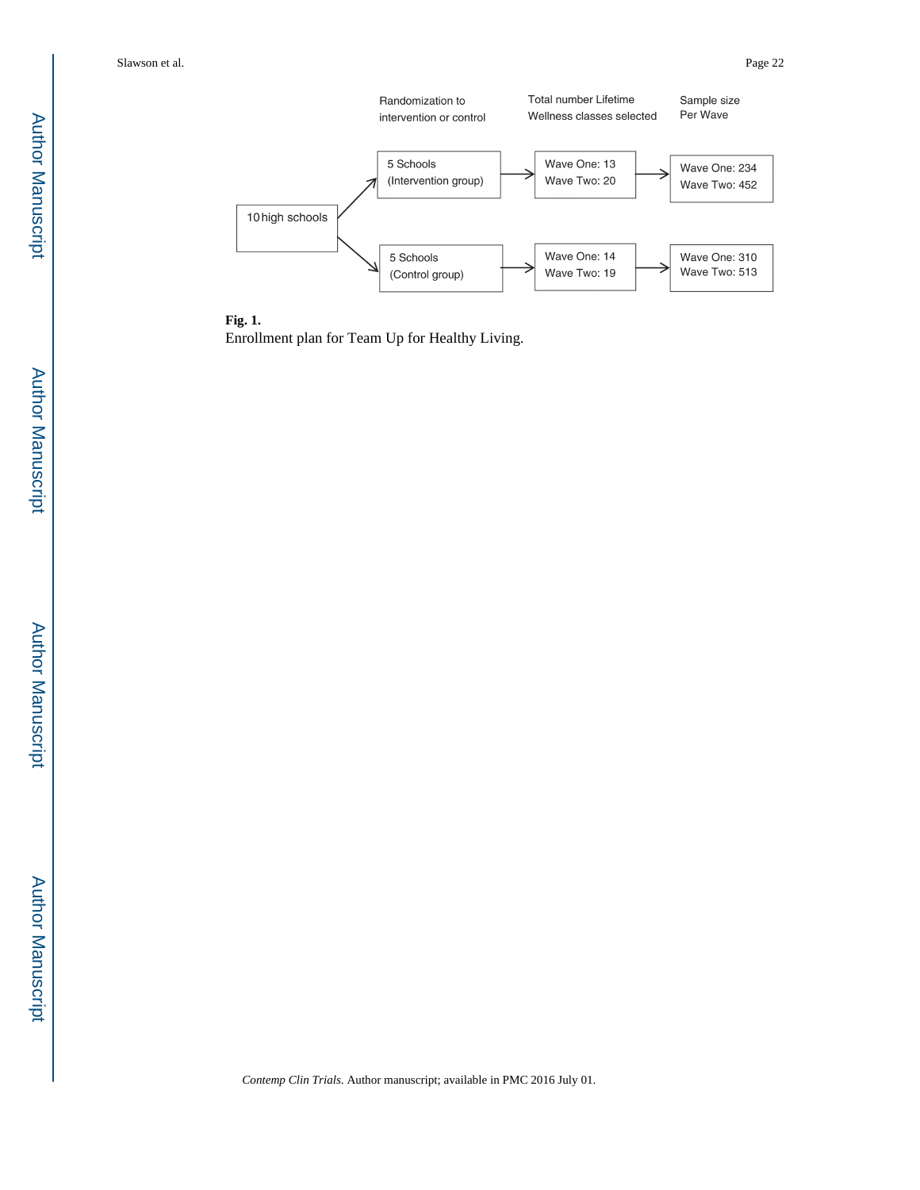Randomization to intervention or control

Total number Lifetime Wellness classes selected

Sample size Per Wave

10 high schools

5 Schools (Intervention group) → Wave One: 13, Wave Two: 20 → Wave One: 234, Wave Two: 452

5 Schools (Control group) → Wave One: 14, Wave Two: 19 → Wave One: 310, Wave Two: 513

**Fig. 1.**

Enrollment plan for Team Up for Healthy Living.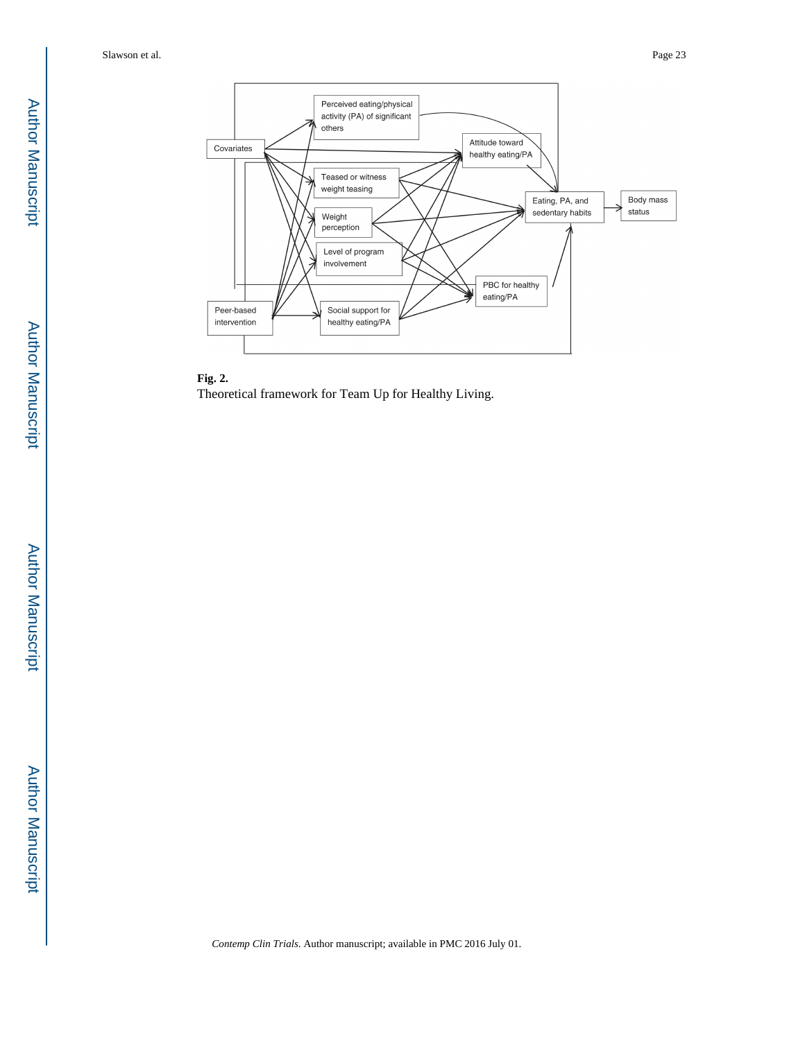**Fig. 2.**

Theoretical framework for Team Up for Healthy Living.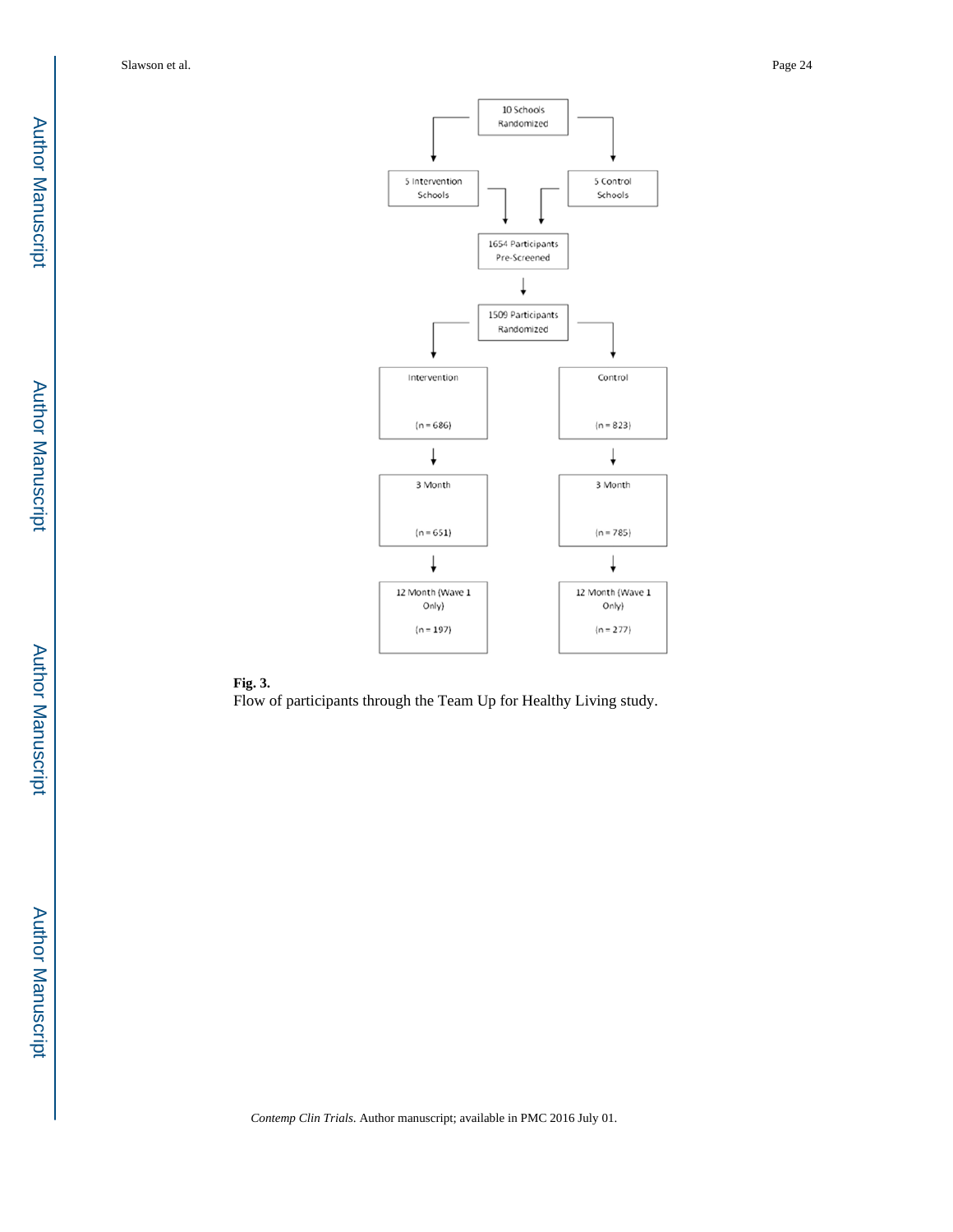10 Schools Randomized

- 5 Intervention Schools
- 5 Control Schools

1654 Participants Pre-Screened

1509 Participants Randomized

| Intervention | Control |
| --- | --- |
| (n = 686) | (n = 823) |
| 3 Month (n = 651) | 3 Month (n = 785) |
| 12 Month (Wave 1 Only) (n = 197) | 12 Month (Wave 1 Only) (n = 277) |

**Fig. 3.**

Flow of participants through the Team Up for Healthy Living study.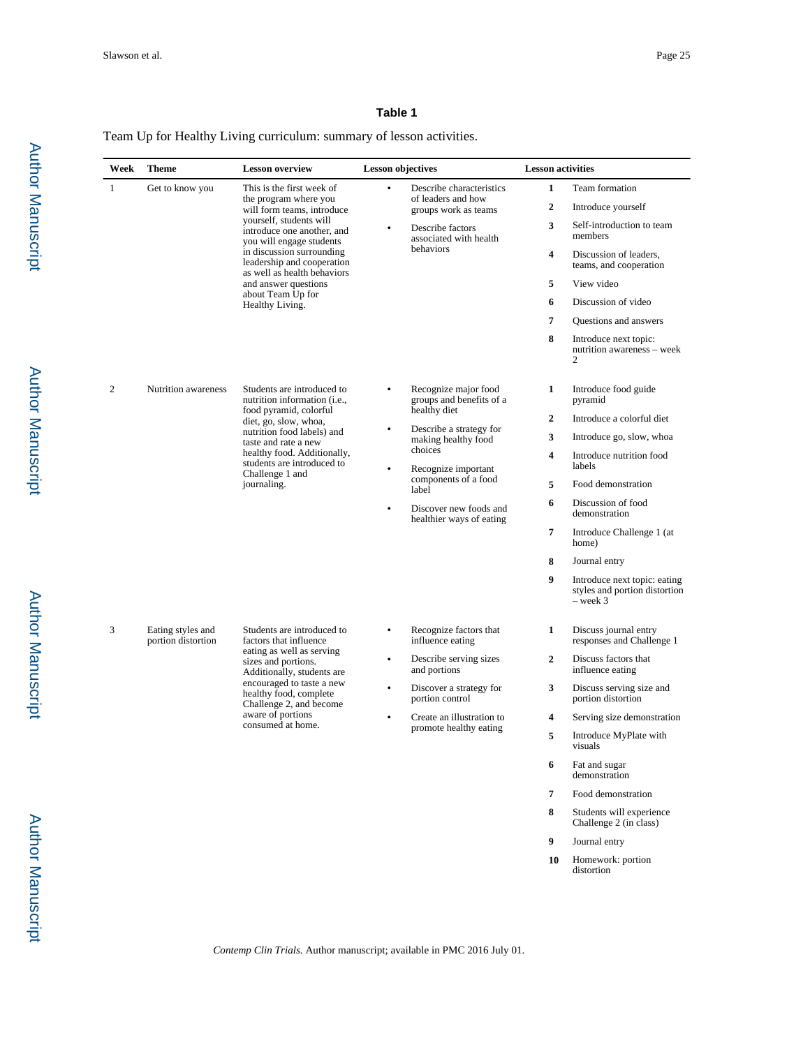**Table 1**

Team Up for Healthy Living curriculum: summary of lesson activities.

| Week | Theme | Lesson overview | Lesson objectives | Lesson activities |
|---|---|---|---|---|
| 1 | Get to know you | This is the first week of the program where you will form teams, introduce yourself, students will introduce one another, and you will engage students in discussion surrounding leadership and cooperation as well as health behaviors and answer questions about Team Up for Healthy Living. | • Describe characteristics of leaders and how groups work as teams<br>• Describe factors associated with health behaviors | **1** Team formation<br>**2** Introduce yourself<br>**3** Self-introduction to team members<br>**4** Discussion of leaders, teams, and cooperation<br>**5** View video<br>**6** Discussion of video<br>**7** Questions and answers<br>**8** Introduce next topic: nutrition awareness – week 2 |
| 2 | Nutrition awareness | Students are introduced to nutrition information (i.e., food pyramid, colorful diet, go, slow, whoa, nutrition food labels) and taste and rate a new healthy food. Additionally, students are introduced to Challenge 1 and journaling. | • Recognize major food groups and benefits of a healthy diet<br>• Describe a strategy for making healthy food choices<br>• Recognize important components of a food label<br>• Discover new foods and healthier ways of eating | **1** Introduce food guide pyramid<br>**2** Introduce a colorful diet<br>**3** Introduce go, slow, whoa<br>**4** Introduce nutrition food labels<br>**5** Food demonstration<br>**6** Discussion of food demonstration<br>**7** Introduce Challenge 1 (at home)<br>**8** Journal entry<br>**9** Introduce next topic: eating styles and portion distortion – week 3 |
| 3 | Eating styles and portion distortion | Students are introduced to factors that influence eating as well as serving sizes and portions. Additionally, students are encouraged to taste a new healthy food, complete Challenge 2, and become aware of portions consumed at home. | • Recognize factors that influence eating<br>• Describe serving sizes and portions<br>• Discover a strategy for portion control<br>• Create an illustration to promote healthy eating | **1** Discuss journal entry responses and Challenge 1<br>**2** Discuss factors that influence eating<br>**3** Discuss serving size and portion distortion<br>**4** Serving size demonstration<br>**5** Introduce MyPlate with visuals<br>**6** Fat and sugar demonstration<br>**7** Food demonstration<br>**8** Students will experience Challenge 2 (in class)<br>**9** Journal entry<br>**10** Homework: portion distortion |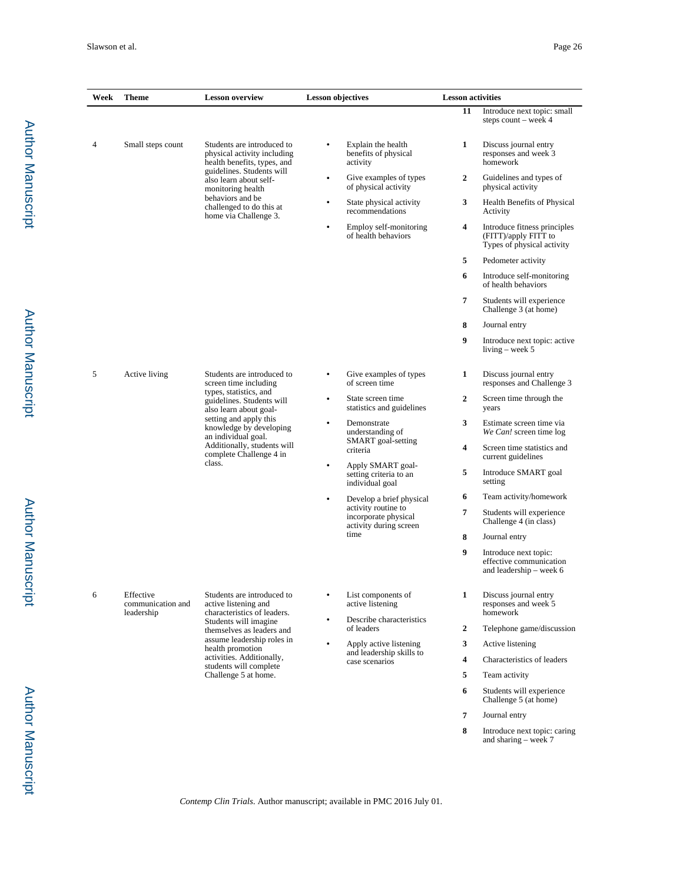| Week | Theme | Lesson overview | Lesson objectives | Lesson activities |
|---|---|---|---|---|
| | | | | **11** Introduce next topic: small steps count – week 4 |
| 4 | Small steps count | Students are introduced to physical activity including health benefits, types, and guidelines. Students will also learn about self-monitoring health behaviors and be challenged to do this at home via Challenge 3. | • Explain the health benefits of physical activity<br>• Give examples of types of physical activity<br>• State physical activity recommendations<br>• Employ self-monitoring of health behaviors | **1** Discuss journal entry responses and week 3 homework<br>**2** Guidelines and types of physical activity<br>**3** Health Benefits of Physical Activity<br>**4** Introduce fitness principles (FITT)/apply FITT to Types of physical activity<br>**5** Pedometer activity<br>**6** Introduce self-monitoring of health behaviors<br>**7** Students will experience Challenge 3 (at home)<br>**8** Journal entry<br>**9** Introduce next topic: active living – week 5 |
| 5 | Active living | Students are introduced to screen time including types, statistics, and guidelines. Students will also learn about goal-setting and apply this knowledge by developing an individual goal. Additionally, students will complete Challenge 4 in class. | • Give examples of types of screen time<br>• State screen time statistics and guidelines<br>• Demonstrate understanding of SMART goal-setting criteria<br>• Apply SMART goal-setting criteria to an individual goal<br>• Develop a brief physical activity routine to incorporate physical activity during screen time | **1** Discuss journal entry responses and Challenge 3<br>**2** Screen time through the years<br>**3** Estimate screen time via *We Can!* screen time log<br>**4** Screen time statistics and current guidelines<br>**5** Introduce SMART goal setting<br>**6** Team activity/homework<br>**7** Students will experience Challenge 4 (in class)<br>**8** Journal entry<br>**9** Introduce next topic: effective communication and leadership – week 6 |
| 6 | Effective communication and leadership | Students are introduced to active listening and characteristics of leaders. Students will imagine themselves as leaders and assume leadership roles in health promotion activities. Additionally, students will complete Challenge 5 at home. | • List components of active listening<br>• Describe characteristics of leaders<br>• Apply active listening and leadership skills to case scenarios | **1** Discuss journal entry responses and week 5 homework<br>**2** Telephone game/discussion<br>**3** Active listening<br>**4** Characteristics of leaders<br>**5** Team activity<br>**6** Students will experience Challenge 5 (at home)<br>**7** Journal entry<br>**8** Introduce next topic: caring and sharing – week 7 |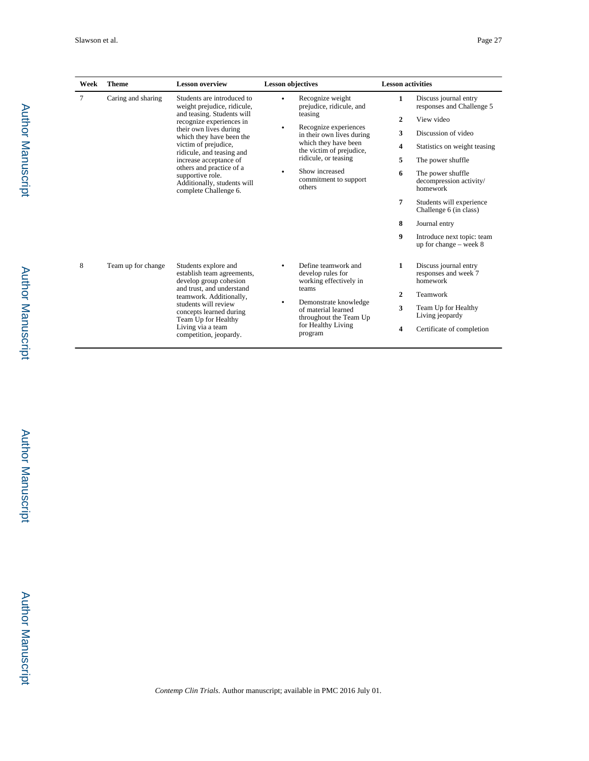| Week | Theme | Lesson overview | Lesson objectives | Lesson activities |
|---|---|---|---|---|
| 7 | Caring and sharing | Students are introduced to weight prejudice, ridicule, and teasing. Students will recognize experiences in their own lives during which they have been the victim of prejudice, ridicule, and teasing and increase acceptance of others and practice of a supportive role. Additionally, students will complete Challenge 6. | • Recognize weight prejudice, ridicule, and teasing<br>• Recognize experiences in their own lives during which they have been the victim of prejudice, ridicule, or teasing<br>• Show increased commitment to support others | **1** Discuss journal entry responses and Challenge 5<br>**2** View video<br>**3** Discussion of video<br>**4** Statistics on weight teasing<br>**5** The power shuffle<br>**6** The power shuffle decompression activity/ homework<br>**7** Students will experience Challenge 6 (in class)<br>**8** Journal entry<br>**9** Introduce next topic: team up for change – week 8 |
| 8 | Team up for change | Students explore and establish team agreements, develop group cohesion and trust, and understand teamwork. Additionally, students will review concepts learned during Team Up for Healthy Living via a team competition, jeopardy. | • Define teamwork and develop rules for working effectively in teams<br>• Demonstrate knowledge of material learned throughout the Team Up for Healthy Living program | **1** Discuss journal entry responses and week 7 homework<br>**2** Teamwork<br>**3** Team Up for Healthy Living jeopardy<br>**4** Certificate of completion |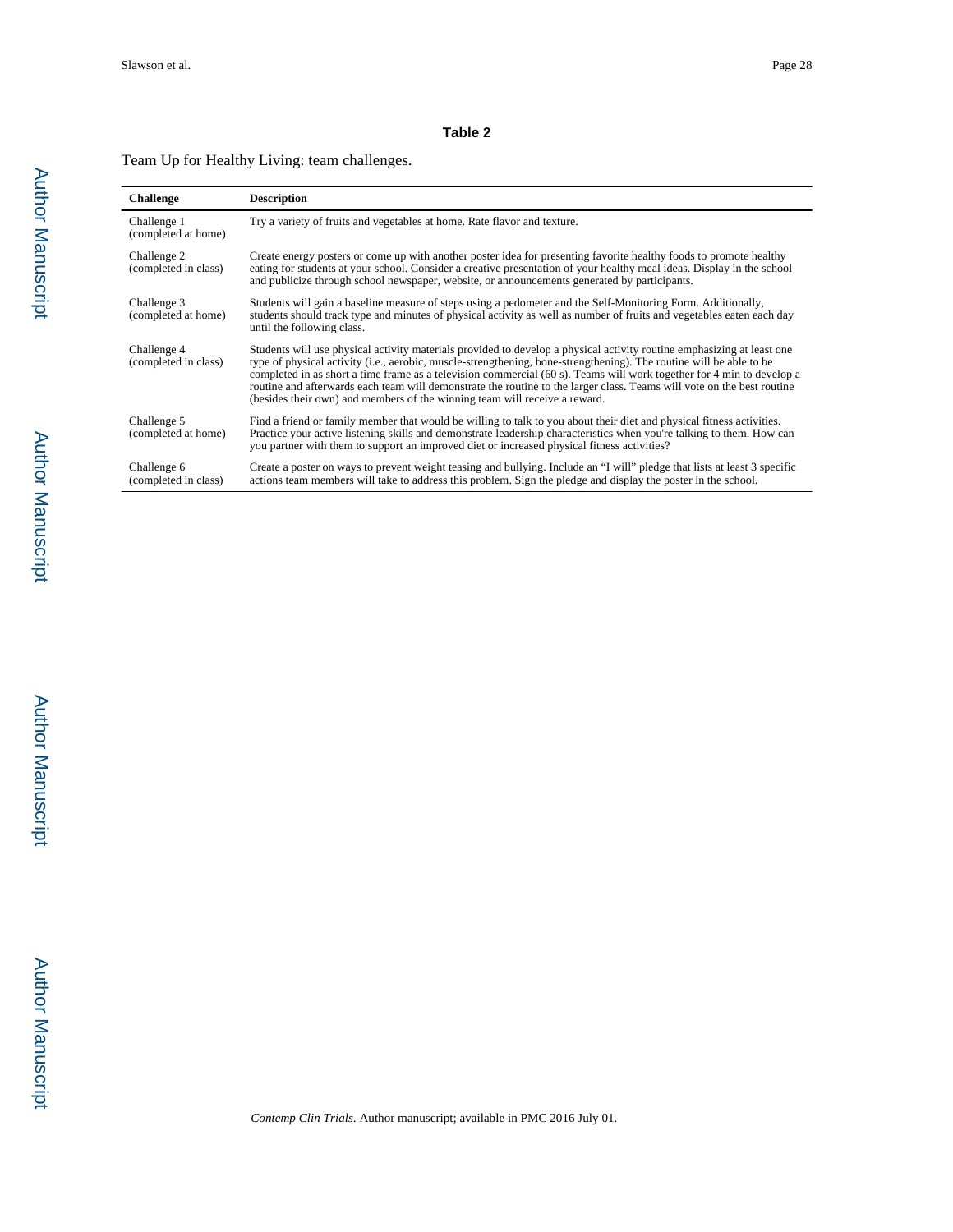**Table 2**

Team Up for Healthy Living: team challenges.

| Challenge | Description |
| --- | --- |
| Challenge 1 (completed at home) | Try a variety of fruits and vegetables at home. Rate flavor and texture. |
| Challenge 2 (completed in class) | Create energy posters or come up with another poster idea for presenting favorite healthy foods to promote healthy eating for students at your school. Consider a creative presentation of your healthy meal ideas. Display in the school and publicize through school newspaper, website, or announcements generated by participants. |
| Challenge 3 (completed at home) | Students will gain a baseline measure of steps using a pedometer and the Self-Monitoring Form. Additionally, students should track type and minutes of physical activity as well as number of fruits and vegetables eaten each day until the following class. |
| Challenge 4 (completed in class) | Students will use physical activity materials provided to develop a physical activity routine emphasizing at least one type of physical activity (i.e., aerobic, muscle-strengthening, bone-strengthening). The routine will be able to be completed in as short a time frame as a television commercial (60 s). Teams will work together for 4 min to develop a routine and afterwards each team will demonstrate the routine to the larger class. Teams will vote on the best routine (besides their own) and members of the winning team will receive a reward. |
| Challenge 5 (completed at home) | Find a friend or family member that would be willing to talk to you about their diet and physical fitness activities. Practice your active listening skills and demonstrate leadership characteristics when you're talking to them. How can you partner with them to support an improved diet or increased physical fitness activities? |
| Challenge 6 (completed in class) | Create a poster on ways to prevent weight teasing and bullying. Include an "I will" pledge that lists at least 3 specific actions team members will take to address this problem. Sign the pledge and display the poster in the school. |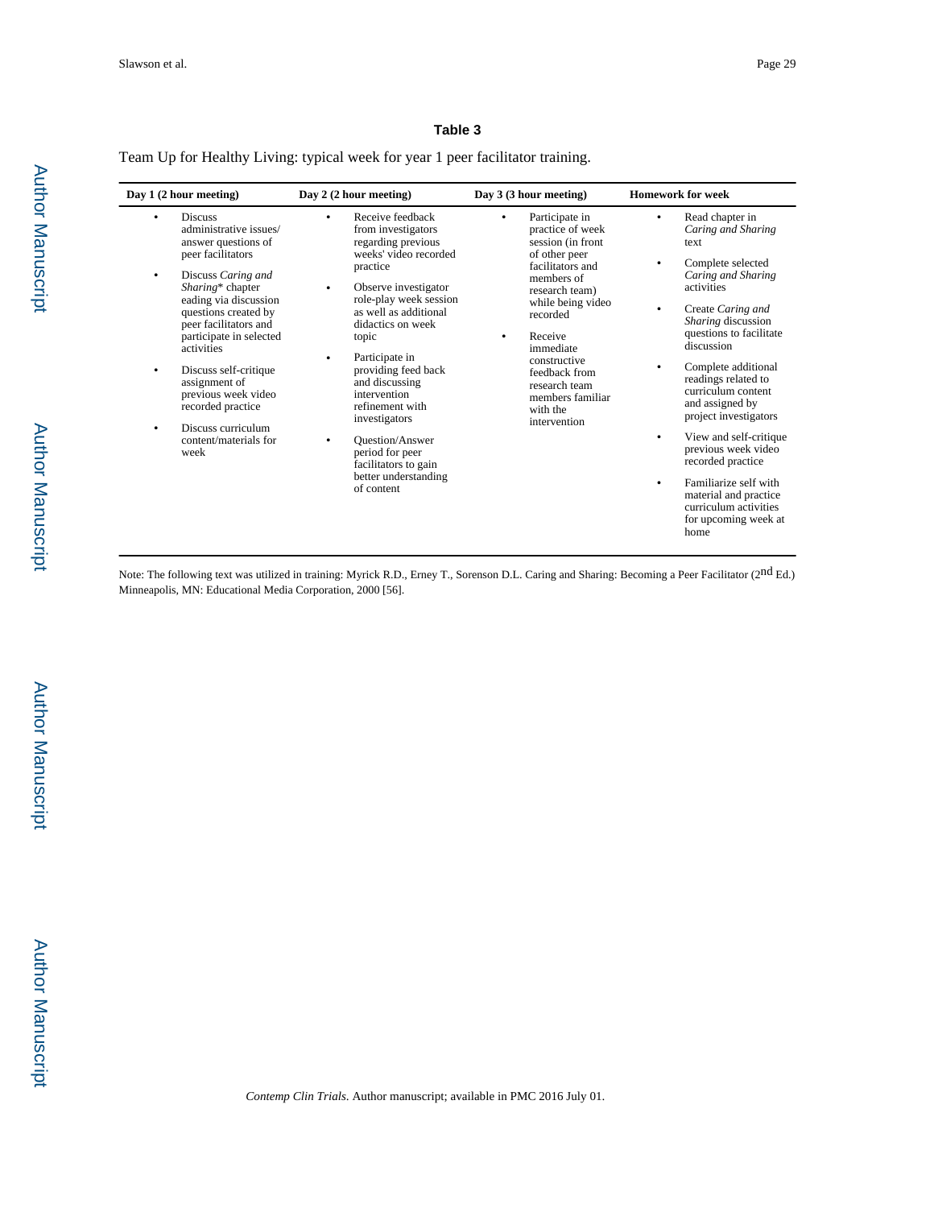**Table 3**

Team Up for Healthy Living: typical week for year 1 peer facilitator training.

| Day 1 (2 hour meeting) | Day 2 (2 hour meeting) | Day 3 (3 hour meeting) | Homework for week |
|---|---|---|---|
| • Discuss administrative issues/ answer questions of peer facilitators<br>• Discuss *Caring and Sharing*\* chapter eading via discussion questions created by peer facilitators and participate in selected activities<br>• Discuss self-critique assignment of previous week video recorded practice<br>• Discuss curriculum content/materials for week | • Receive feedback from investigators regarding previous weeks' video recorded practice<br>• Observe investigator role-play week session as well as additional didactics on week topic<br>• Participate in providing feed back and discussing intervention refinement with investigators<br>• Question/Answer period for peer facilitators to gain better understanding of content | • Participate in practice of week session (in front of other peer facilitators and members of research team) while being video recorded<br>• Receive immediate constructive feedback from research team members familiar with the intervention | • Read chapter in *Caring and Sharing* text<br>• Complete selected *Caring and Sharing* activities<br>• Create *Caring and Sharing* discussion questions to facilitate discussion<br>• Complete additional readings related to curriculum content and assigned by project investigators<br>• View and self-critique previous week video recorded practice<br>• Familiarize self with material and practice curriculum activities for upcoming week at home |

Note: The following text was utilized in training: Myrick R.D., Erney T., Sorenson D.L. Caring and Sharing: Becoming a Peer Facilitator (2nd Ed.) Minneapolis, MN: Educational Media Corporation, 2000 [56].